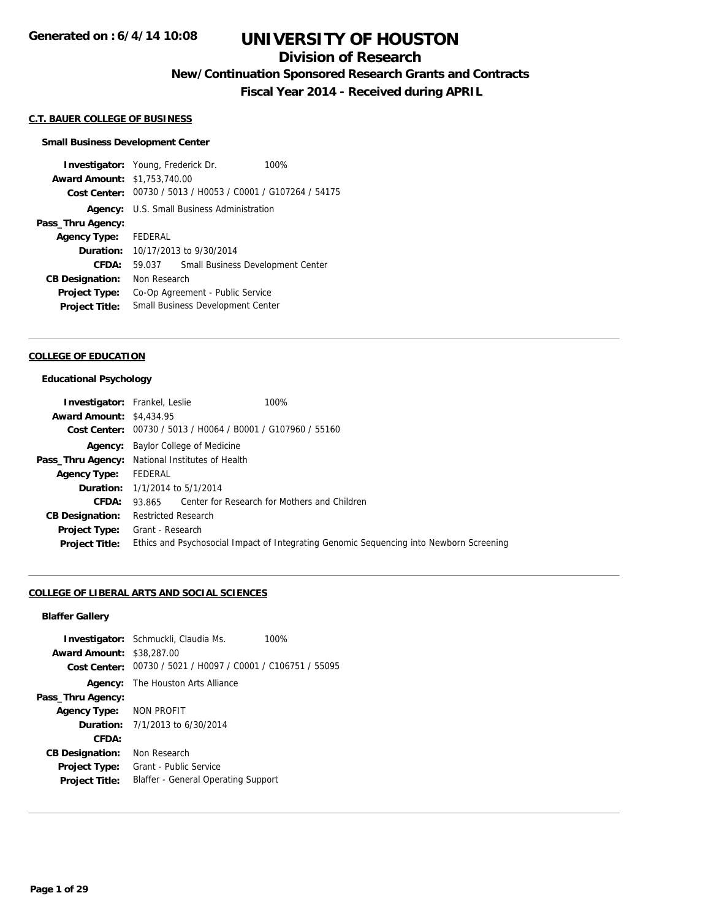Generated on : 6/4/14 10:08

# UNIVERSITY OF HOUSTON

## Division of Research

### New/Continuation Sponsored Research Grants and Contracts

### Fiscal Year 2014 - Received during APRIL

#### C.T. BAUER COLLEGE OF BUSINESS

**Small Business Development Center**

**Investigator:** Young, Frederick Dr. 100%
**Award Amount:** $1,753,740.00
**Cost Center:** 00730 / 5013 / H0053 / C0001 / G107264 / 54175
**Agency:** U.S. Small Business Administration
**Pass_Thru Agency:**
**Agency Type:** FEDERAL
**Duration:** 10/17/2013 to 9/30/2014
**CFDA:** 59.037 Small Business Development Center
**CB Designation:** Non Research
**Project Type:** Co-Op Agreement - Public Service
**Project Title:** Small Business Development Center

---

#### COLLEGE OF EDUCATION

**Educational Psychology**

**Investigator:** Frankel, Leslie 100%
**Award Amount:** $4,434.95
**Cost Center:** 00730 / 5013 / H0064 / B0001 / G107960 / 55160
**Agency:** Baylor College of Medicine
**Pass_Thru Agency:** National Institutes of Health
**Agency Type:** FEDERAL
**Duration:** 1/1/2014 to 5/1/2014
**CFDA:** 93.865 Center for Research for Mothers and Children
**CB Designation:** Restricted Research
**Project Type:** Grant - Research
**Project Title:** Ethics and Psychosocial Impact of Integrating Genomic Sequencing into Newborn Screening

---

#### COLLEGE OF LIBERAL ARTS AND SOCIAL SCIENCES

**Blaffer Gallery**

**Investigator:** Schmuckli, Claudia Ms. 100%
**Award Amount:** $38,287.00
**Cost Center:** 00730 / 5021 / H0097 / C0001 / C106751 / 55095
**Agency:** The Houston Arts Alliance
**Pass_Thru Agency:**
**Agency Type:** NON PROFIT
**Duration:** 7/1/2013 to 6/30/2014
**CFDA:**
**CB Designation:** Non Research
**Project Type:** Grant - Public Service
**Project Title:** Blaffer - General Operating Support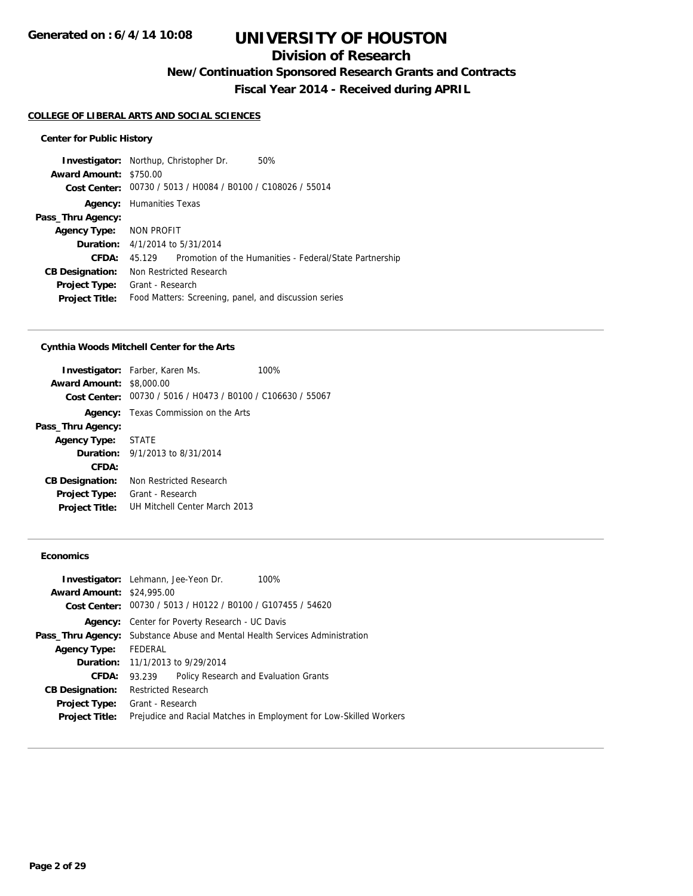# UNIVERSITY OF HOUSTON

## Division of Research

### New/Continuation Sponsored Research Grants and Contracts

### Fiscal Year 2014 - Received during APRIL

**COLLEGE OF LIBERAL ARTS AND SOCIAL SCIENCES**

#### Center for Public History

**Investigator:** Northup, Christopher Dr. 50%
**Award Amount:** $750.00
**Cost Center:** 00730 / 5013 / H0084 / B0100 / C108026 / 55014
**Agency:** Humanities Texas
**Pass_Thru Agency:**
**Agency Type:** NON PROFIT
**Duration:** 4/1/2014 to 5/31/2014
**CFDA:** 45.129 Promotion of the Humanities - Federal/State Partnership
**CB Designation:** Non Restricted Research
**Project Type:** Grant - Research
**Project Title:** Food Matters: Screening, panel, and discussion series

---

#### Cynthia Woods Mitchell Center for the Arts

**Investigator:** Farber, Karen Ms. 100%
**Award Amount:** $8,000.00
**Cost Center:** 00730 / 5016 / H0473 / B0100 / C106630 / 55067
**Agency:** Texas Commission on the Arts
**Pass_Thru Agency:**
**Agency Type:** STATE
**Duration:** 9/1/2013 to 8/31/2014
**CFDA:**
**CB Designation:** Non Restricted Research
**Project Type:** Grant - Research
**Project Title:** UH Mitchell Center March 2013

---

#### Economics

**Investigator:** Lehmann, Jee-Yeon Dr. 100%
**Award Amount:** $24,995.00
**Cost Center:** 00730 / 5013 / H0122 / B0100 / G107455 / 54620
**Agency:** Center for Poverty Research - UC Davis
**Pass_Thru Agency:** Substance Abuse and Mental Health Services Administration
**Agency Type:** FEDERAL
**Duration:** 11/1/2013 to 9/29/2014
**CFDA:** 93.239 Policy Research and Evaluation Grants
**CB Designation:** Restricted Research
**Project Type:** Grant - Research
**Project Title:** Prejudice and Racial Matches in Employment for Low-Skilled Workers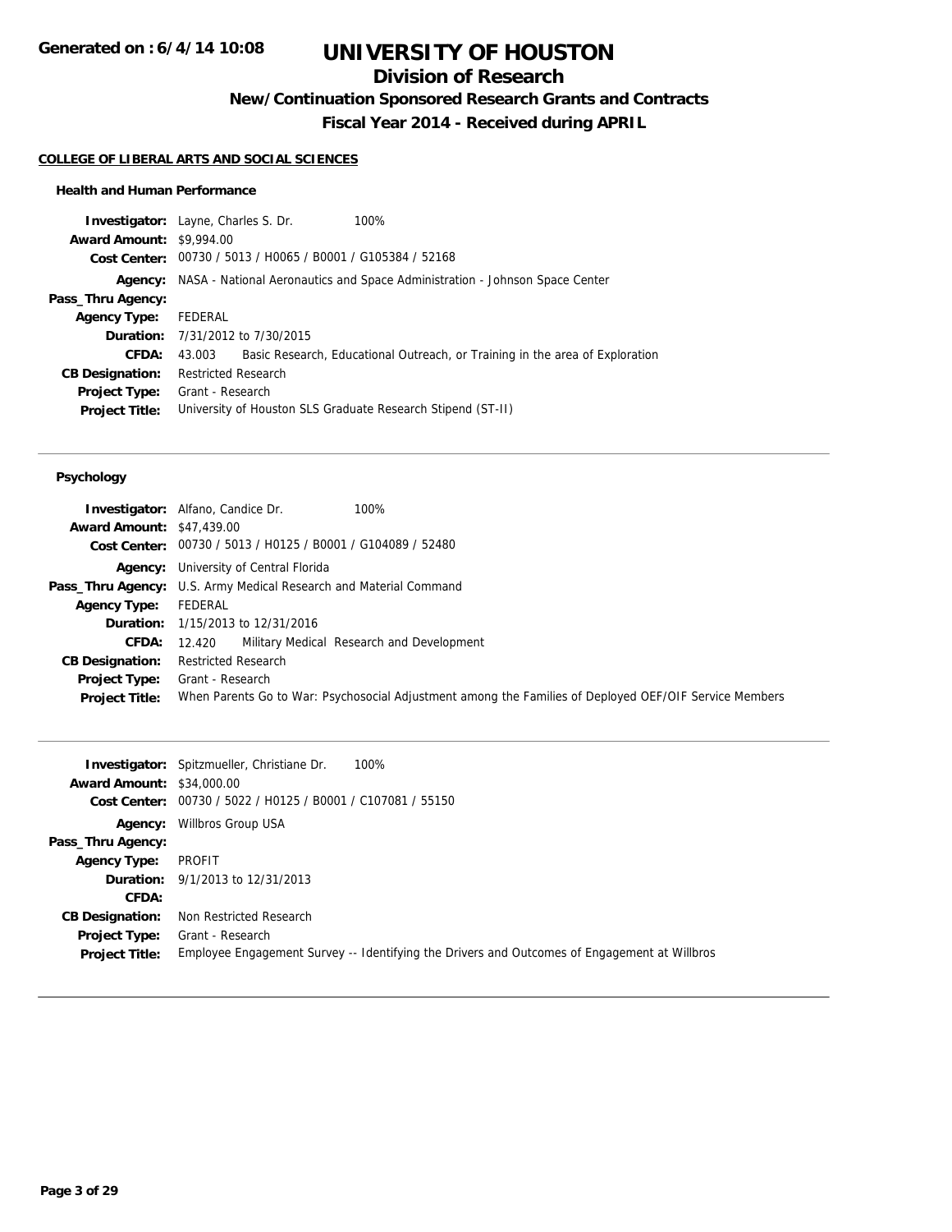# UNIVERSITY OF HOUSTON

## Division of Research

### New/Continuation Sponsored Research Grants and Contracts

### Fiscal Year 2014 - Received during APRIL

**COLLEGE OF LIBERAL ARTS AND SOCIAL SCIENCES**

#### Health and Human Performance

**Investigator:** Layne, Charles S. Dr. 100%
**Award Amount:** $9,994.00
**Cost Center:** 00730 / 5013 / H0065 / B0001 / G105384 / 52168
**Agency:** NASA - National Aeronautics and Space Administration - Johnson Space Center
**Pass_Thru Agency:**
**Agency Type:** FEDERAL
**Duration:** 7/31/2012 to 7/30/2015
**CFDA:** 43.003 Basic Research, Educational Outreach, or Training in the area of Exploration
**CB Designation:** Restricted Research
**Project Type:** Grant - Research
**Project Title:** University of Houston SLS Graduate Research Stipend (ST-II)

---

#### Psychology

**Investigator:** Alfano, Candice Dr. 100%
**Award Amount:** $47,439.00
**Cost Center:** 00730 / 5013 / H0125 / B0001 / G104089 / 52480
**Agency:** University of Central Florida
**Pass_Thru Agency:** U.S. Army Medical Research and Material Command
**Agency Type:** FEDERAL
**Duration:** 1/15/2013 to 12/31/2016
**CFDA:** 12.420 Military Medical Research and Development
**CB Designation:** Restricted Research
**Project Type:** Grant - Research
**Project Title:** When Parents Go to War: Psychosocial Adjustment among the Families of Deployed OEF/OIF Service Members

---

**Investigator:** Spitzmueller, Christiane Dr. 100%
**Award Amount:** $34,000.00
**Cost Center:** 00730 / 5022 / H0125 / B0001 / C107081 / 55150
**Agency:** Willbros Group USA
**Pass_Thru Agency:**
**Agency Type:** PROFIT
**Duration:** 9/1/2013 to 12/31/2013
**CFDA:**
**CB Designation:** Non Restricted Research
**Project Type:** Grant - Research
**Project Title:** Employee Engagement Survey -- Identifying the Drivers and Outcomes of Engagement at Willbros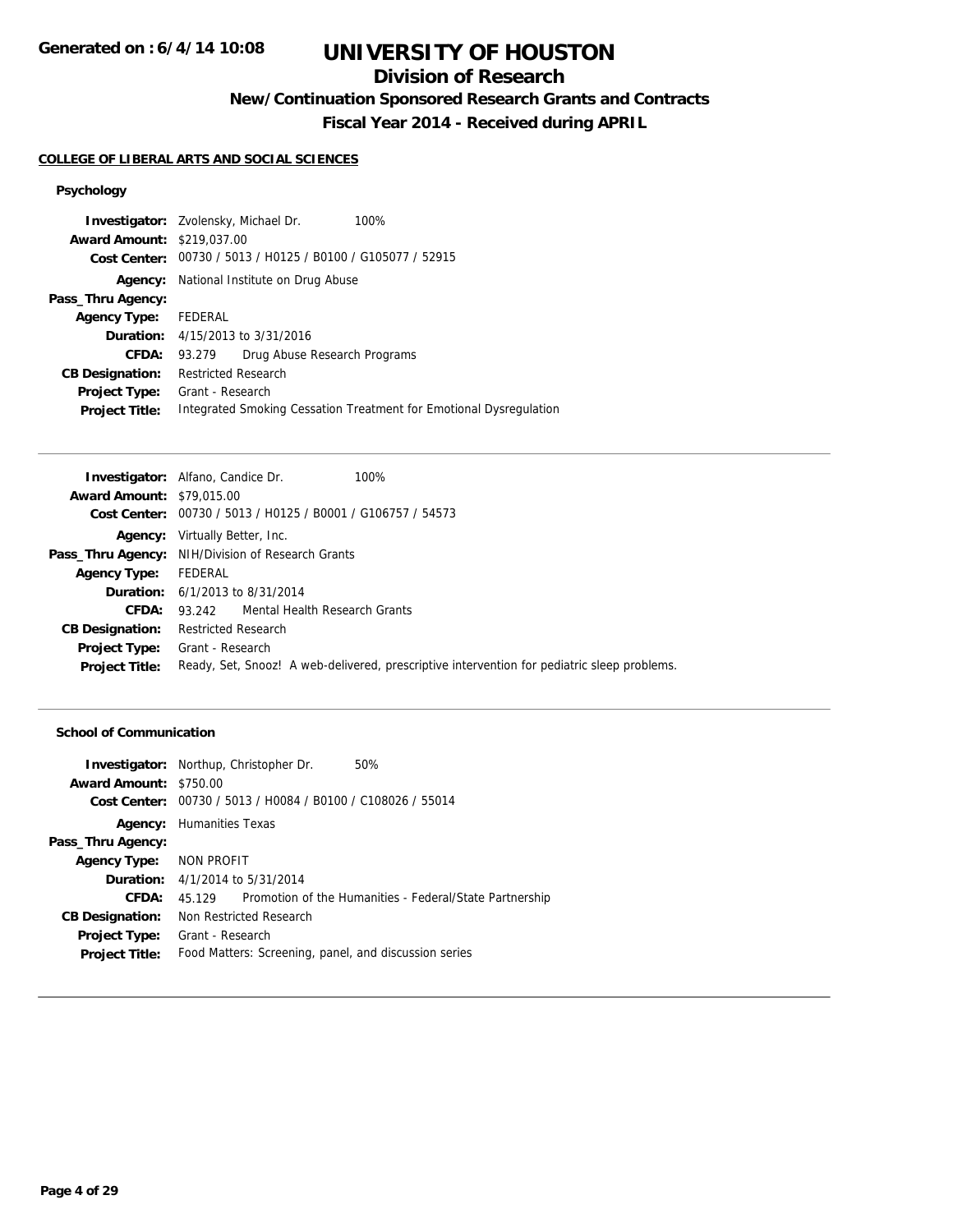# UNIVERSITY OF HOUSTON

## Division of Research

### New/Continuation Sponsored Research Grants and Contracts

### Fiscal Year 2014 - Received during APRIL

**COLLEGE OF LIBERAL ARTS AND SOCIAL SCIENCES**

#### Psychology

**Investigator:** Zvolensky, Michael Dr. 100%
**Award Amount:** $219,037.00
**Cost Center:** 00730 / 5013 / H0125 / B0100 / G105077 / 52915
**Agency:** National Institute on Drug Abuse
**Pass_Thru Agency:**
**Agency Type:** FEDERAL
**Duration:** 4/15/2013 to 3/31/2016
**CFDA:** 93.279 Drug Abuse Research Programs
**CB Designation:** Restricted Research
**Project Type:** Grant - Research
**Project Title:** Integrated Smoking Cessation Treatment for Emotional Dysregulation

---

**Investigator:** Alfano, Candice Dr. 100%
**Award Amount:** $79,015.00
**Cost Center:** 00730 / 5013 / H0125 / B0001 / G106757 / 54573
**Agency:** Virtually Better, Inc.
**Pass_Thru Agency:** NIH/Division of Research Grants
**Agency Type:** FEDERAL
**Duration:** 6/1/2013 to 8/31/2014
**CFDA:** 93.242 Mental Health Research Grants
**CB Designation:** Restricted Research
**Project Type:** Grant - Research
**Project Title:** Ready, Set, Snooz! A web-delivered, prescriptive intervention for pediatric sleep problems.

---

#### School of Communication

**Investigator:** Northup, Christopher Dr. 50%
**Award Amount:** $750.00
**Cost Center:** 00730 / 5013 / H0084 / B0100 / C108026 / 55014
**Agency:** Humanities Texas
**Pass_Thru Agency:**
**Agency Type:** NON PROFIT
**Duration:** 4/1/2014 to 5/31/2014
**CFDA:** 45.129 Promotion of the Humanities - Federal/State Partnership
**CB Designation:** Non Restricted Research
**Project Type:** Grant - Research
**Project Title:** Food Matters: Screening, panel, and discussion series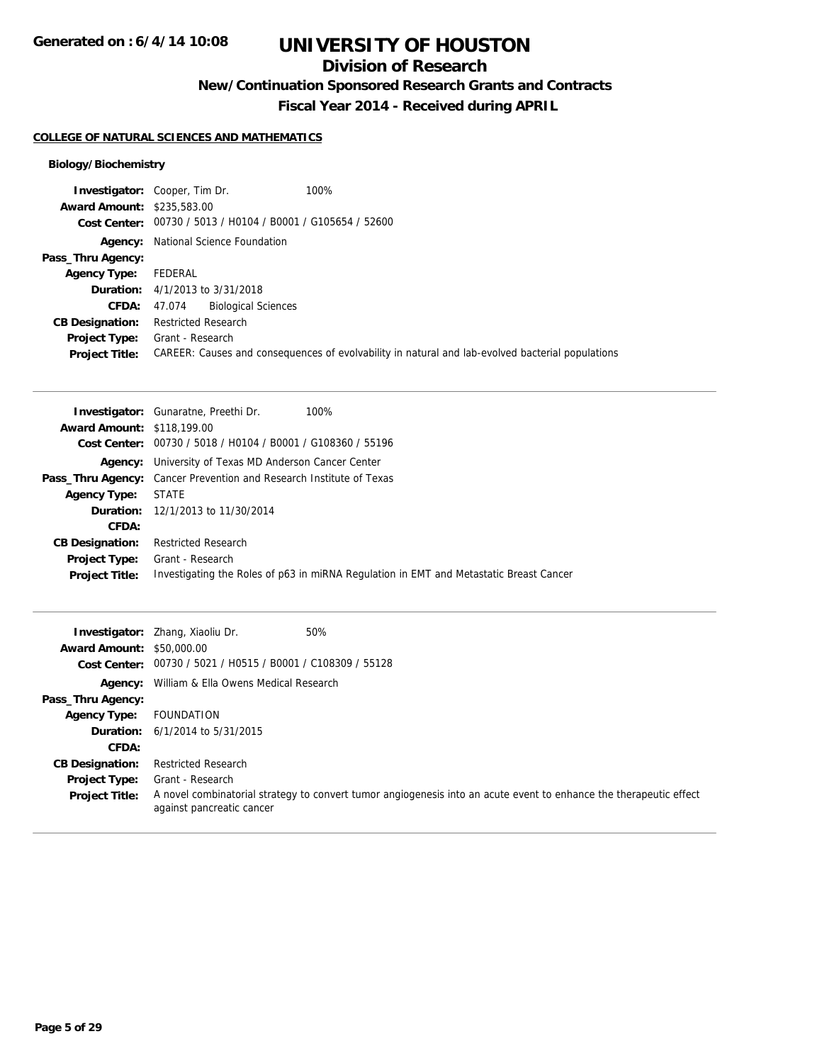# UNIVERSITY OF HOUSTON

## Division of Research

### New/Continuation Sponsored Research Grants and Contracts

### Fiscal Year 2014 - Received during APRIL

**Generated on : 6/4/14 10:08**

**COLLEGE OF NATURAL SCIENCES AND MATHEMATICS**

#### Biology/Biochemistry

**Investigator:** Cooper, Tim Dr. 100%
**Award Amount:** $235,583.00
**Cost Center:** 00730 / 5013 / H0104 / B0001 / G105654 / 52600
**Agency:** National Science Foundation
**Pass_Thru Agency:**
**Agency Type:** FEDERAL
**Duration:** 4/1/2013 to 3/31/2018
**CFDA:** 47.074 Biological Sciences
**CB Designation:** Restricted Research
**Project Type:** Grant - Research
**Project Title:** CAREER: Causes and consequences of evolvability in natural and lab-evolved bacterial populations

---

**Investigator:** Gunaratne, Preethi Dr. 100%
**Award Amount:** $118,199.00
**Cost Center:** 00730 / 5018 / H0104 / B0001 / G108360 / 55196
**Agency:** University of Texas MD Anderson Cancer Center
**Pass_Thru Agency:** Cancer Prevention and Research Institute of Texas
**Agency Type:** STATE
**Duration:** 12/1/2013 to 11/30/2014
**CFDA:**
**CB Designation:** Restricted Research
**Project Type:** Grant - Research
**Project Title:** Investigating the Roles of p63 in miRNA Regulation in EMT and Metastatic Breast Cancer

---

**Investigator:** Zhang, Xiaoliu Dr. 50%
**Award Amount:** $50,000.00
**Cost Center:** 00730 / 5021 / H0515 / B0001 / C108309 / 55128
**Agency:** William & Ella Owens Medical Research
**Pass_Thru Agency:**
**Agency Type:** FOUNDATION
**Duration:** 6/1/2014 to 5/31/2015
**CFDA:**
**CB Designation:** Restricted Research
**Project Type:** Grant - Research
**Project Title:** A novel combinatorial strategy to convert tumor angiogenesis into an acute event to enhance the therapeutic effect against pancreatic cancer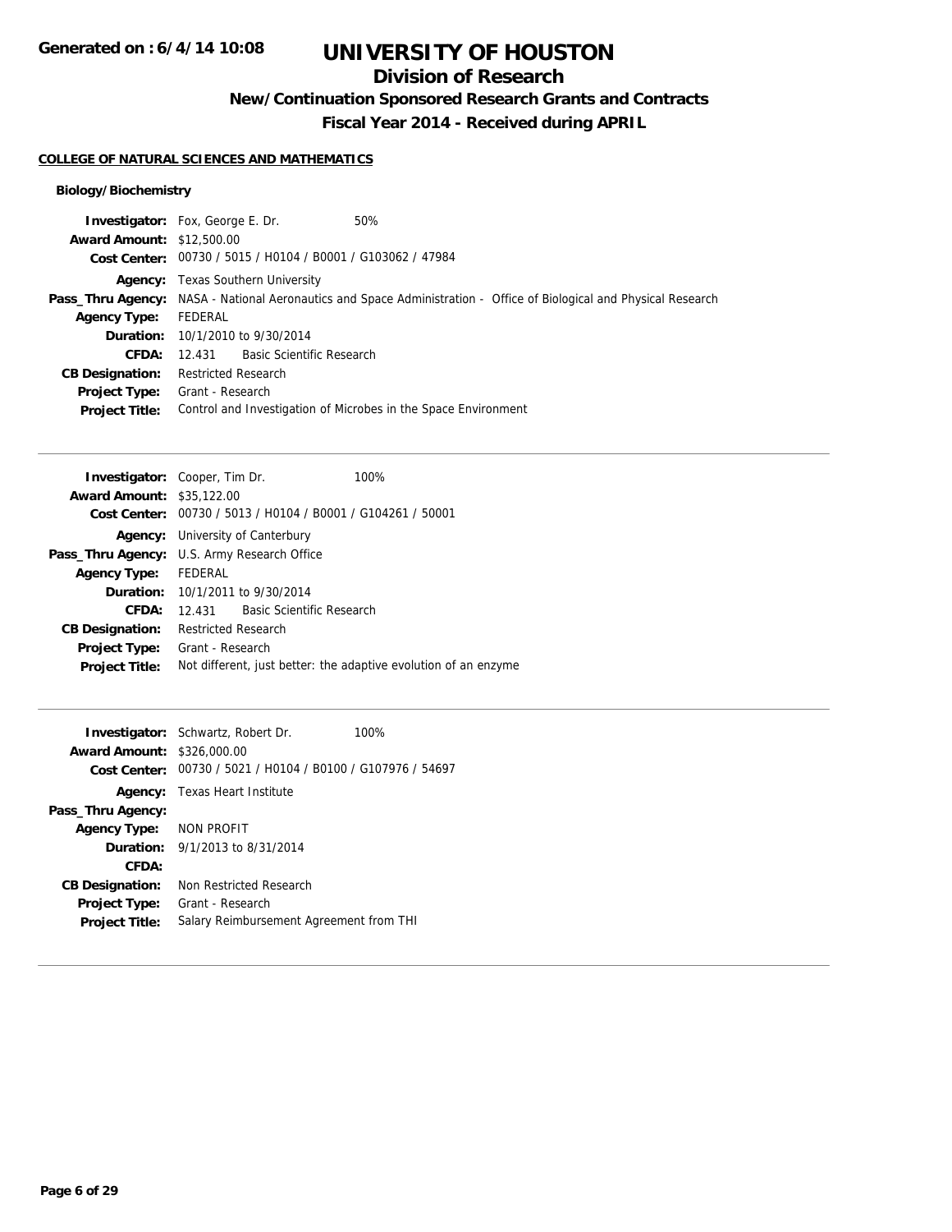# UNIVERSITY OF HOUSTON

## Division of Research

### New/Continuation Sponsored Research Grants and Contracts

### Fiscal Year 2014 - Received during APRIL

**COLLEGE OF NATURAL SCIENCES AND MATHEMATICS**

**Biology/Biochemistry**

**Investigator:** Fox, George E. Dr. 50%
**Award Amount:** $12,500.00
**Cost Center:** 00730 / 5015 / H0104 / B0001 / G103062 / 47984
**Agency:** Texas Southern University
**Pass_Thru Agency:** NASA - National Aeronautics and Space Administration - Office of Biological and Physical Research
**Agency Type:** FEDERAL
**Duration:** 10/1/2010 to 9/30/2014
**CFDA:** 12.431 Basic Scientific Research
**CB Designation:** Restricted Research
**Project Type:** Grant - Research
**Project Title:** Control and Investigation of Microbes in the Space Environment

---

**Investigator:** Cooper, Tim Dr. 100%
**Award Amount:** $35,122.00
**Cost Center:** 00730 / 5013 / H0104 / B0001 / G104261 / 50001
**Agency:** University of Canterbury
**Pass_Thru Agency:** U.S. Army Research Office
**Agency Type:** FEDERAL
**Duration:** 10/1/2011 to 9/30/2014
**CFDA:** 12.431 Basic Scientific Research
**CB Designation:** Restricted Research
**Project Type:** Grant - Research
**Project Title:** Not different, just better: the adaptive evolution of an enzyme

---

**Investigator:** Schwartz, Robert Dr. 100%
**Award Amount:** $326,000.00
**Cost Center:** 00730 / 5021 / H0104 / B0100 / G107976 / 54697
**Agency:** Texas Heart Institute
**Pass_Thru Agency:**
**Agency Type:** NON PROFIT
**Duration:** 9/1/2013 to 8/31/2014
**CFDA:**
**CB Designation:** Non Restricted Research
**Project Type:** Grant - Research
**Project Title:** Salary Reimbursement Agreement from THI

---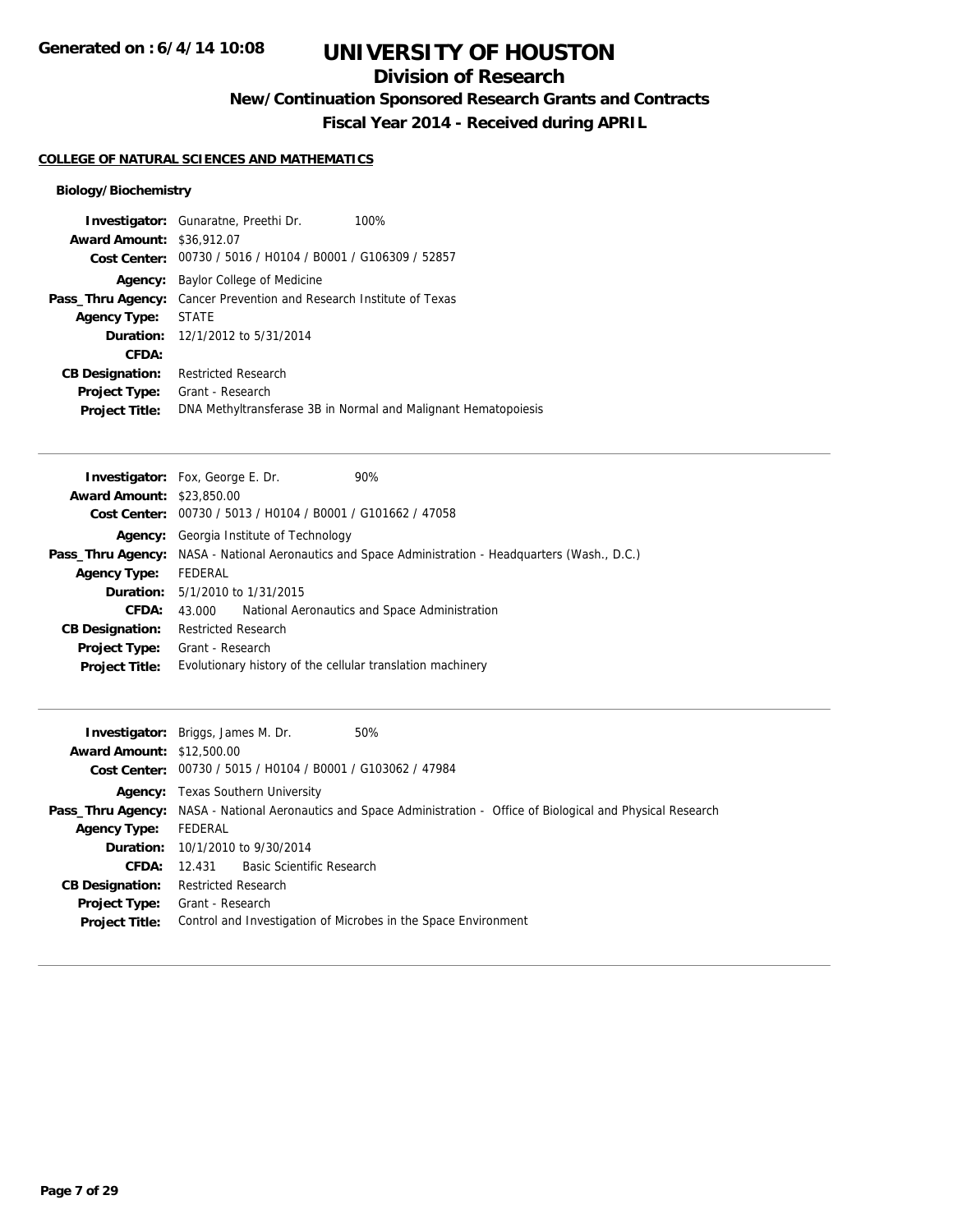# UNIVERSITY OF HOUSTON

## Division of Research

### New/Continuation Sponsored Research Grants and Contracts

### Fiscal Year 2014 - Received during APRIL

**COLLEGE OF NATURAL SCIENCES AND MATHEMATICS**

**Biology/Biochemistry**

**Investigator:** Gunaratne, Preethi Dr. 100%
**Award Amount:** $36,912.07
**Cost Center:** 00730 / 5016 / H0104 / B0001 / G106309 / 52857
**Agency:** Baylor College of Medicine
**Pass_Thru Agency:** Cancer Prevention and Research Institute of Texas
**Agency Type:** STATE
**Duration:** 12/1/2012 to 5/31/2014
**CFDA:**
**CB Designation:** Restricted Research
**Project Type:** Grant - Research
**Project Title:** DNA Methyltransferase 3B in Normal and Malignant Hematopoiesis

---

**Investigator:** Fox, George E. Dr. 90%
**Award Amount:** $23,850.00
**Cost Center:** 00730 / 5013 / H0104 / B0001 / G101662 / 47058
**Agency:** Georgia Institute of Technology
**Pass_Thru Agency:** NASA - National Aeronautics and Space Administration - Headquarters (Wash., D.C.)
**Agency Type:** FEDERAL
**Duration:** 5/1/2010 to 1/31/2015
**CFDA:** 43.000 National Aeronautics and Space Administration
**CB Designation:** Restricted Research
**Project Type:** Grant - Research
**Project Title:** Evolutionary history of the cellular translation machinery

---

**Investigator:** Briggs, James M. Dr. 50%
**Award Amount:** $12,500.00
**Cost Center:** 00730 / 5015 / H0104 / B0001 / G103062 / 47984
**Agency:** Texas Southern University
**Pass_Thru Agency:** NASA - National Aeronautics and Space Administration - Office of Biological and Physical Research
**Agency Type:** FEDERAL
**Duration:** 10/1/2010 to 9/30/2014
**CFDA:** 12.431 Basic Scientific Research
**CB Designation:** Restricted Research
**Project Type:** Grant - Research
**Project Title:** Control and Investigation of Microbes in the Space Environment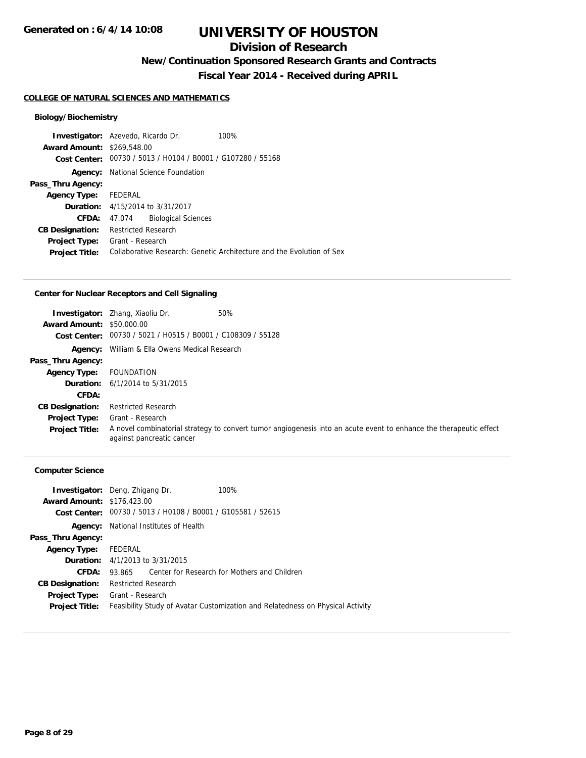# UNIVERSITY OF HOUSTON

## Division of Research

### New/Continuation Sponsored Research Grants and Contracts

### Fiscal Year 2014 - Received during APRIL

Generated on : 6/4/14 10:08

**COLLEGE OF NATURAL SCIENCES AND MATHEMATICS**

#### Biology/Biochemistry

**Investigator:** Azevedo, Ricardo Dr. 100%
**Award Amount:** $269,548.00
**Cost Center:** 00730 / 5013 / H0104 / B0001 / G107280 / 55168
**Agency:** National Science Foundation
**Pass_Thru Agency:**
**Agency Type:** FEDERAL
**Duration:** 4/15/2014 to 3/31/2017
**CFDA:** 47.074 Biological Sciences
**CB Designation:** Restricted Research
**Project Type:** Grant - Research
**Project Title:** Collaborative Research: Genetic Architecture and the Evolution of Sex

---

#### Center for Nuclear Receptors and Cell Signaling

**Investigator:** Zhang, Xiaoliu Dr. 50%
**Award Amount:** $50,000.00
**Cost Center:** 00730 / 5021 / H0515 / B0001 / C108309 / 55128
**Agency:** William & Ella Owens Medical Research
**Pass_Thru Agency:**
**Agency Type:** FOUNDATION
**Duration:** 6/1/2014 to 5/31/2015
**CFDA:**
**CB Designation:** Restricted Research
**Project Type:** Grant - Research
**Project Title:** A novel combinatorial strategy to convert tumor angiogenesis into an acute event to enhance the therapeutic effect against pancreatic cancer

---

#### Computer Science

**Investigator:** Deng, Zhigang Dr. 100%
**Award Amount:** $176,423.00
**Cost Center:** 00730 / 5013 / H0108 / B0001 / G105581 / 52615
**Agency:** National Institutes of Health
**Pass_Thru Agency:**
**Agency Type:** FEDERAL
**Duration:** 4/1/2013 to 3/31/2015
**CFDA:** 93.865 Center for Research for Mothers and Children
**CB Designation:** Restricted Research
**Project Type:** Grant - Research
**Project Title:** Feasibility Study of Avatar Customization and Relatedness on Physical Activity

---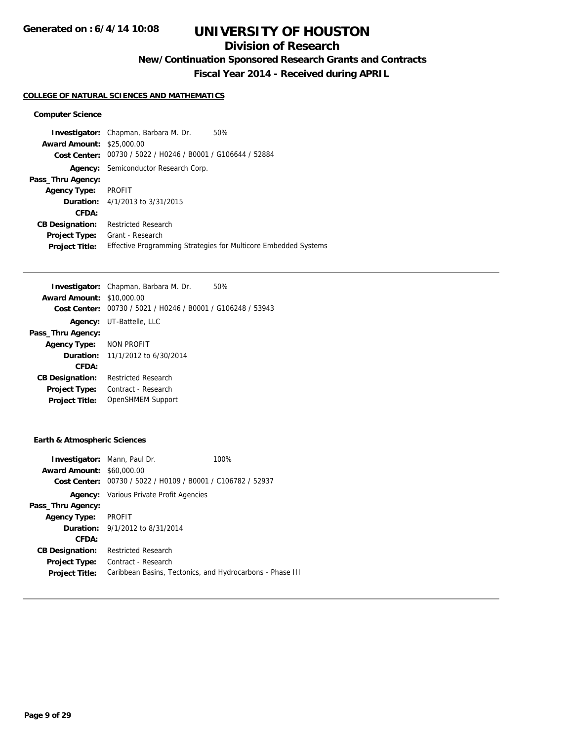# UNIVERSITY OF HOUSTON

## Division of Research

### New/Continuation Sponsored Research Grants and Contracts

### Fiscal Year 2014 - Received during APRIL

**COLLEGE OF NATURAL SCIENCES AND MATHEMATICS**

#### Computer Science

**Investigator:** Chapman, Barbara M. Dr. 50%
**Award Amount:** $25,000.00
**Cost Center:** 00730 / 5022 / H0246 / B0001 / G106644 / 52884
**Agency:** Semiconductor Research Corp.
**Pass_Thru Agency:**
**Agency Type:** PROFIT
**Duration:** 4/1/2013 to 3/31/2015
**CFDA:**
**CB Designation:** Restricted Research
**Project Type:** Grant - Research
**Project Title:** Effective Programming Strategies for Multicore Embedded Systems

---

**Investigator:** Chapman, Barbara M. Dr. 50%
**Award Amount:** $10,000.00
**Cost Center:** 00730 / 5021 / H0246 / B0001 / G106248 / 53943
**Agency:** UT-Battelle, LLC
**Pass_Thru Agency:**
**Agency Type:** NON PROFIT
**Duration:** 11/1/2012 to 6/30/2014
**CFDA:**
**CB Designation:** Restricted Research
**Project Type:** Contract - Research
**Project Title:** OpenSHMEM Support

---

#### Earth & Atmospheric Sciences

**Investigator:** Mann, Paul Dr. 100%
**Award Amount:** $60,000.00
**Cost Center:** 00730 / 5022 / H0109 / B0001 / C106782 / 52937
**Agency:** Various Private Profit Agencies
**Pass_Thru Agency:**
**Agency Type:** PROFIT
**Duration:** 9/1/2012 to 8/31/2014
**CFDA:**
**CB Designation:** Restricted Research
**Project Type:** Contract - Research
**Project Title:** Caribbean Basins, Tectonics, and Hydrocarbons - Phase III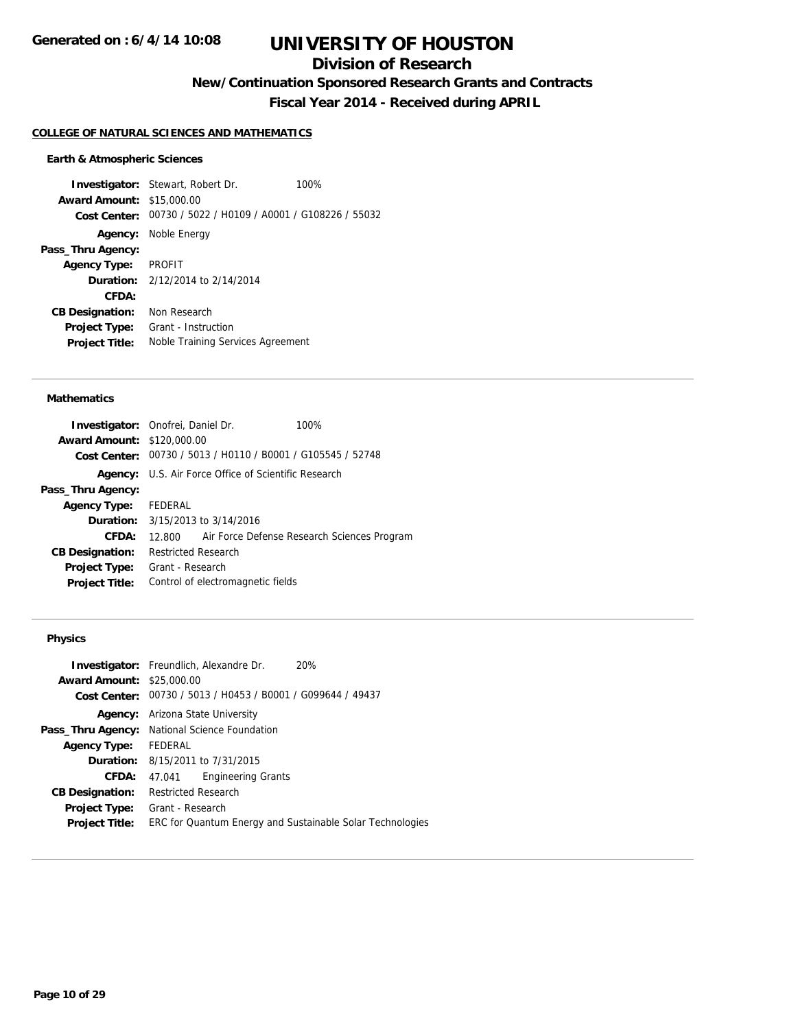# UNIVERSITY OF HOUSTON

## Division of Research

### New/Continuation Sponsored Research Grants and Contracts

### Fiscal Year 2014 - Received during APRIL

**COLLEGE OF NATURAL SCIENCES AND MATHEMATICS**

#### Earth & Atmospheric Sciences

**Investigator:** Stewart, Robert Dr. 100%
**Award Amount:** $15,000.00
**Cost Center:** 00730 / 5022 / H0109 / A0001 / G108226 / 55032
**Agency:** Noble Energy
**Pass_Thru Agency:**
**Agency Type:** PROFIT
**Duration:** 2/12/2014 to 2/14/2014
**CFDA:**
**CB Designation:** Non Research
**Project Type:** Grant - Instruction
**Project Title:** Noble Training Services Agreement

---

#### Mathematics

**Investigator:** Onofrei, Daniel Dr. 100%
**Award Amount:** $120,000.00
**Cost Center:** 00730 / 5013 / H0110 / B0001 / G105545 / 52748
**Agency:** U.S. Air Force Office of Scientific Research
**Pass_Thru Agency:**
**Agency Type:** FEDERAL
**Duration:** 3/15/2013 to 3/14/2016
**CFDA:** 12.800 Air Force Defense Research Sciences Program
**CB Designation:** Restricted Research
**Project Type:** Grant - Research
**Project Title:** Control of electromagnetic fields

---

#### Physics

**Investigator:** Freundlich, Alexandre Dr. 20%
**Award Amount:** $25,000.00
**Cost Center:** 00730 / 5013 / H0453 / B0001 / G099644 / 49437
**Agency:** Arizona State University
**Pass_Thru Agency:** National Science Foundation
**Agency Type:** FEDERAL
**Duration:** 8/15/2011 to 7/31/2015
**CFDA:** 47.041 Engineering Grants
**CB Designation:** Restricted Research
**Project Type:** Grant - Research
**Project Title:** ERC for Quantum Energy and Sustainable Solar Technologies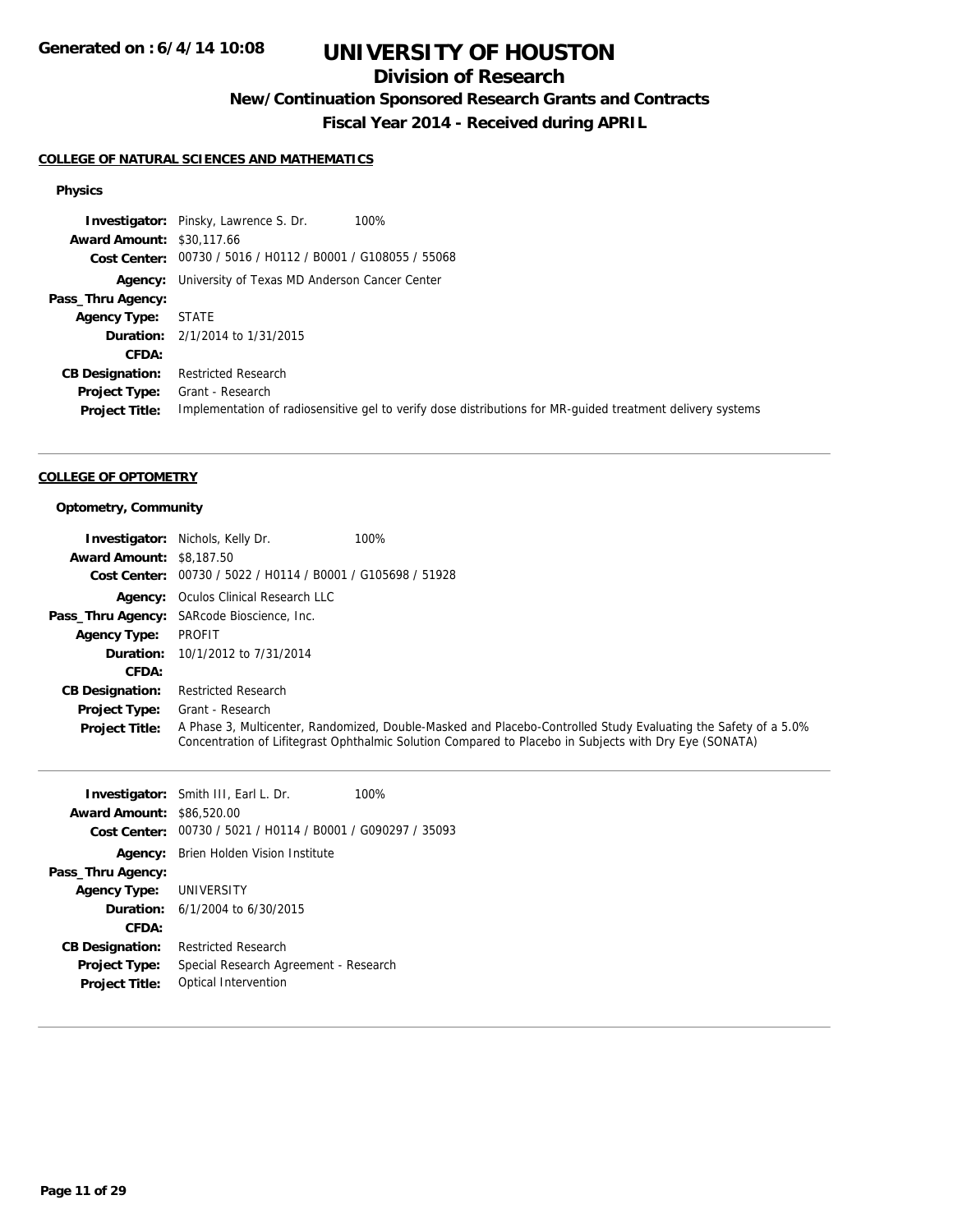# UNIVERSITY OF HOUSTON

## Division of Research

### New/Continuation Sponsored Research Grants and Contracts

### Fiscal Year 2014 - Received during APRIL

**Generated on : 6/4/14 10:08**

#### COLLEGE OF NATURAL SCIENCES AND MATHEMATICS

**Physics**

**Investigator:** Pinsky, Lawrence S. Dr. 100%
**Award Amount:** $30,117.66
**Cost Center:** 00730 / 5016 / H0112 / B0001 / G108055 / 55068
**Agency:** University of Texas MD Anderson Cancer Center
**Pass_Thru Agency:**
**Agency Type:** STATE
**Duration:** 2/1/2014 to 1/31/2015
**CFDA:**
**CB Designation:** Restricted Research
**Project Type:** Grant - Research
**Project Title:** Implementation of radiosensitive gel to verify dose distributions for MR-guided treatment delivery systems

---

#### COLLEGE OF OPTOMETRY

**Optometry, Community**

**Investigator:** Nichols, Kelly Dr. 100%
**Award Amount:** $8,187.50
**Cost Center:** 00730 / 5022 / H0114 / B0001 / G105698 / 51928
**Agency:** Oculos Clinical Research LLC
**Pass_Thru Agency:** SARcode Bioscience, Inc.
**Agency Type:** PROFIT
**Duration:** 10/1/2012 to 7/31/2014
**CFDA:**
**CB Designation:** Restricted Research
**Project Type:** Grant - Research
**Project Title:** A Phase 3, Multicenter, Randomized, Double-Masked and Placebo-Controlled Study Evaluating the Safety of a 5.0% Concentration of Lifitegrast Ophthalmic Solution Compared to Placebo in Subjects with Dry Eye (SONATA)

---

**Investigator:** Smith III, Earl L. Dr. 100%
**Award Amount:** $86,520.00
**Cost Center:** 00730 / 5021 / H0114 / B0001 / G090297 / 35093
**Agency:** Brien Holden Vision Institute
**Pass_Thru Agency:**
**Agency Type:** UNIVERSITY
**Duration:** 6/1/2004 to 6/30/2015
**CFDA:**
**CB Designation:** Restricted Research
**Project Type:** Special Research Agreement - Research
**Project Title:** Optical Intervention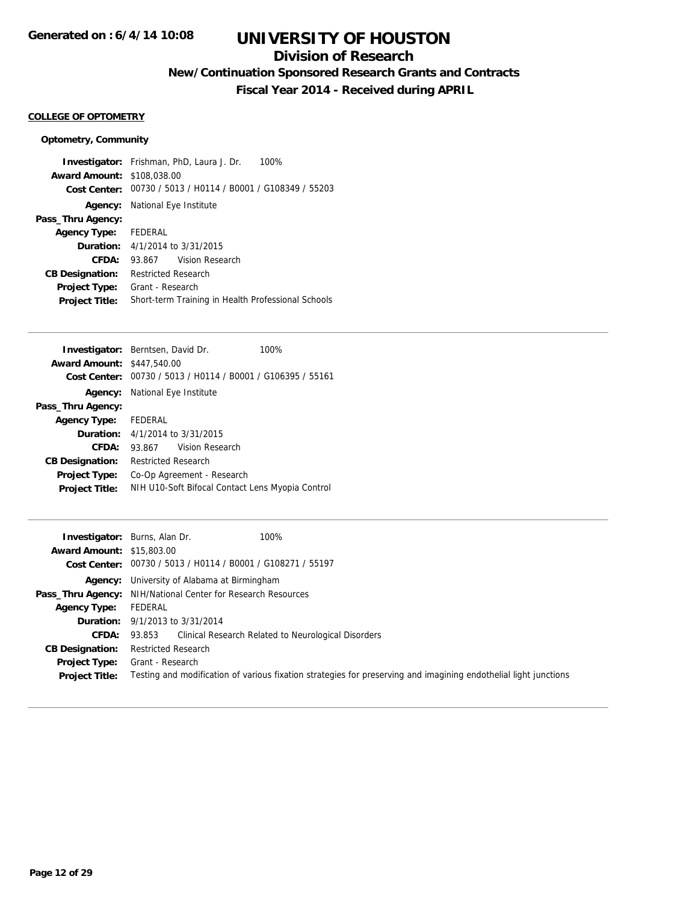# UNIVERSITY OF HOUSTON

## Division of Research

### New/Continuation Sponsored Research Grants and Contracts

### Fiscal Year 2014 - Received during APRIL

**COLLEGE OF OPTOMETRY**

**Optometry, Community**

**Investigator:** Frishman, PhD, Laura J. Dr. 100%
**Award Amount:** $108,038.00
**Cost Center:** 00730 / 5013 / H0114 / B0001 / G108349 / 55203
**Agency:** National Eye Institute
**Pass_Thru Agency:**
**Agency Type:** FEDERAL
**Duration:** 4/1/2014 to 3/31/2015
**CFDA:** 93.867 Vision Research
**CB Designation:** Restricted Research
**Project Type:** Grant - Research
**Project Title:** Short-term Training in Health Professional Schools

---

**Investigator:** Berntsen, David Dr. 100%
**Award Amount:** $447,540.00
**Cost Center:** 00730 / 5013 / H0114 / B0001 / G106395 / 55161
**Agency:** National Eye Institute
**Pass_Thru Agency:**
**Agency Type:** FEDERAL
**Duration:** 4/1/2014 to 3/31/2015
**CFDA:** 93.867 Vision Research
**CB Designation:** Restricted Research
**Project Type:** Co-Op Agreement - Research
**Project Title:** NIH U10-Soft Bifocal Contact Lens Myopia Control

---

**Investigator:** Burns, Alan Dr. 100%
**Award Amount:** $15,803.00
**Cost Center:** 00730 / 5013 / H0114 / B0001 / G108271 / 55197
**Agency:** University of Alabama at Birmingham
**Pass_Thru Agency:** NIH/National Center for Research Resources
**Agency Type:** FEDERAL
**Duration:** 9/1/2013 to 3/31/2014
**CFDA:** 93.853 Clinical Research Related to Neurological Disorders
**CB Designation:** Restricted Research
**Project Type:** Grant - Research
**Project Title:** Testing and modification of various fixation strategies for preserving and imagining endothelial light junctions

---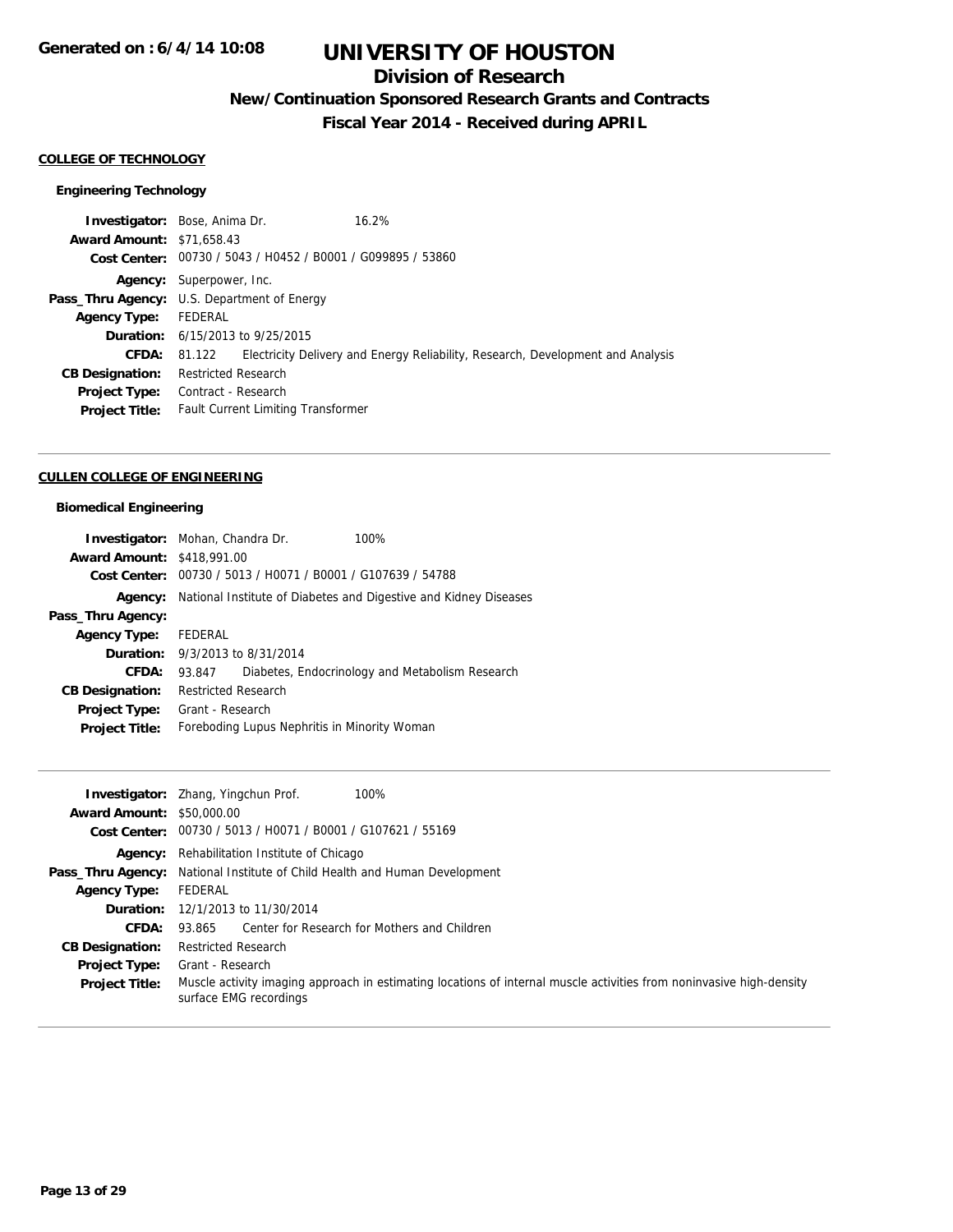# UNIVERSITY OF HOUSTON

## Division of Research

### New/Continuation Sponsored Research Grants and Contracts

### Fiscal Year 2014 - Received during APRIL

Generated on : 6/4/14 10:08

**COLLEGE OF TECHNOLOGY**

**Engineering Technology**

**Investigator:** Bose, Anima Dr. 16.2%
**Award Amount:** $71,658.43
**Cost Center:** 00730 / 5043 / H0452 / B0001 / G099895 / 53860
**Agency:** Superpower, Inc.
**Pass_Thru Agency:** U.S. Department of Energy
**Agency Type:** FEDERAL
**Duration:** 6/15/2013 to 9/25/2015
**CFDA:** 81.122 Electricity Delivery and Energy Reliability, Research, Development and Analysis
**CB Designation:** Restricted Research
**Project Type:** Contract - Research
**Project Title:** Fault Current Limiting Transformer

---

**CULLEN COLLEGE OF ENGINEERING**

**Biomedical Engineering**

**Investigator:** Mohan, Chandra Dr. 100%
**Award Amount:** $418,991.00
**Cost Center:** 00730 / 5013 / H0071 / B0001 / G107639 / 54788
**Agency:** National Institute of Diabetes and Digestive and Kidney Diseases
**Pass_Thru Agency:**
**Agency Type:** FEDERAL
**Duration:** 9/3/2013 to 8/31/2014
**CFDA:** 93.847 Diabetes, Endocrinology and Metabolism Research
**CB Designation:** Restricted Research
**Project Type:** Grant - Research
**Project Title:** Foreboding Lupus Nephritis in Minority Woman

---

**Investigator:** Zhang, Yingchun Prof. 100%
**Award Amount:** $50,000.00
**Cost Center:** 00730 / 5013 / H0071 / B0001 / G107621 / 55169
**Agency:** Rehabilitation Institute of Chicago
**Pass_Thru Agency:** National Institute of Child Health and Human Development
**Agency Type:** FEDERAL
**Duration:** 12/1/2013 to 11/30/2014
**CFDA:** 93.865 Center for Research for Mothers and Children
**CB Designation:** Restricted Research
**Project Type:** Grant - Research
**Project Title:** Muscle activity imaging approach in estimating locations of internal muscle activities from noninvasive high-density surface EMG recordings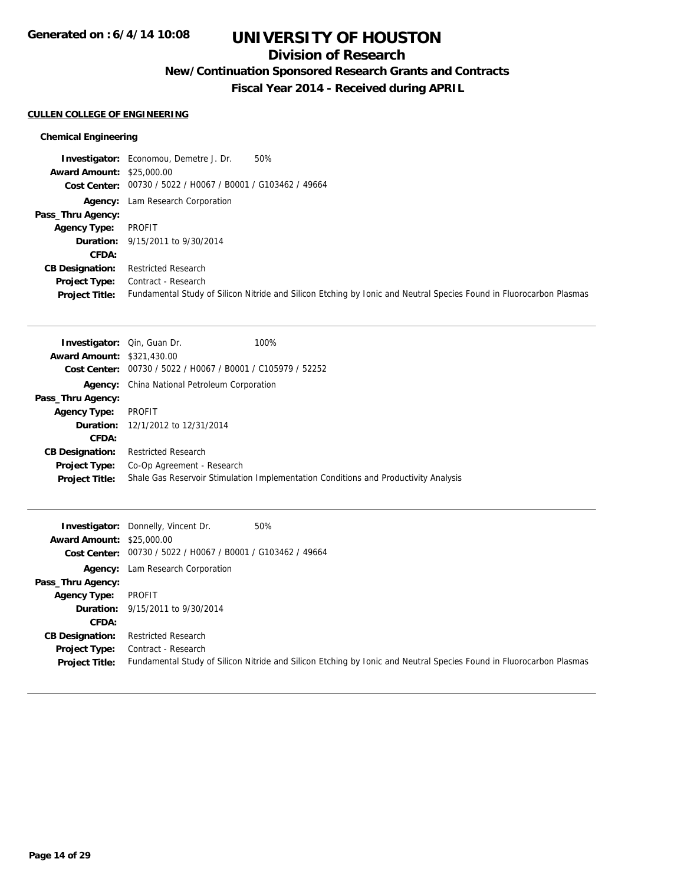# UNIVERSITY OF HOUSTON

## Division of Research

### New/Continuation Sponsored Research Grants and Contracts

### Fiscal Year 2014 - Received during APRIL

Generated on : 6/4/14 10:08

**CULLEN COLLEGE OF ENGINEERING**

**Chemical Engineering**

**Investigator:** Economou, Demetre J. Dr. 50%
**Award Amount:** $25,000.00
**Cost Center:** 00730 / 5022 / H0067 / B0001 / G103462 / 49664
**Agency:** Lam Research Corporation
**Pass_Thru Agency:**
**Agency Type:** PROFIT
**Duration:** 9/15/2011 to 9/30/2014
**CFDA:**
**CB Designation:** Restricted Research
**Project Type:** Contract - Research
**Project Title:** Fundamental Study of Silicon Nitride and Silicon Etching by Ionic and Neutral Species Found in Fluorocarbon Plasmas

---

**Investigator:** Qin, Guan Dr. 100%
**Award Amount:** $321,430.00
**Cost Center:** 00730 / 5022 / H0067 / B0001 / C105979 / 52252
**Agency:** China National Petroleum Corporation
**Pass_Thru Agency:**
**Agency Type:** PROFIT
**Duration:** 12/1/2012 to 12/31/2014
**CFDA:**
**CB Designation:** Restricted Research
**Project Type:** Co-Op Agreement - Research
**Project Title:** Shale Gas Reservoir Stimulation Implementation Conditions and Productivity Analysis

---

**Investigator:** Donnelly, Vincent Dr. 50%
**Award Amount:** $25,000.00
**Cost Center:** 00730 / 5022 / H0067 / B0001 / G103462 / 49664
**Agency:** Lam Research Corporation
**Pass_Thru Agency:**
**Agency Type:** PROFIT
**Duration:** 9/15/2011 to 9/30/2014
**CFDA:**
**CB Designation:** Restricted Research
**Project Type:** Contract - Research
**Project Title:** Fundamental Study of Silicon Nitride and Silicon Etching by Ionic and Neutral Species Found in Fluorocarbon Plasmas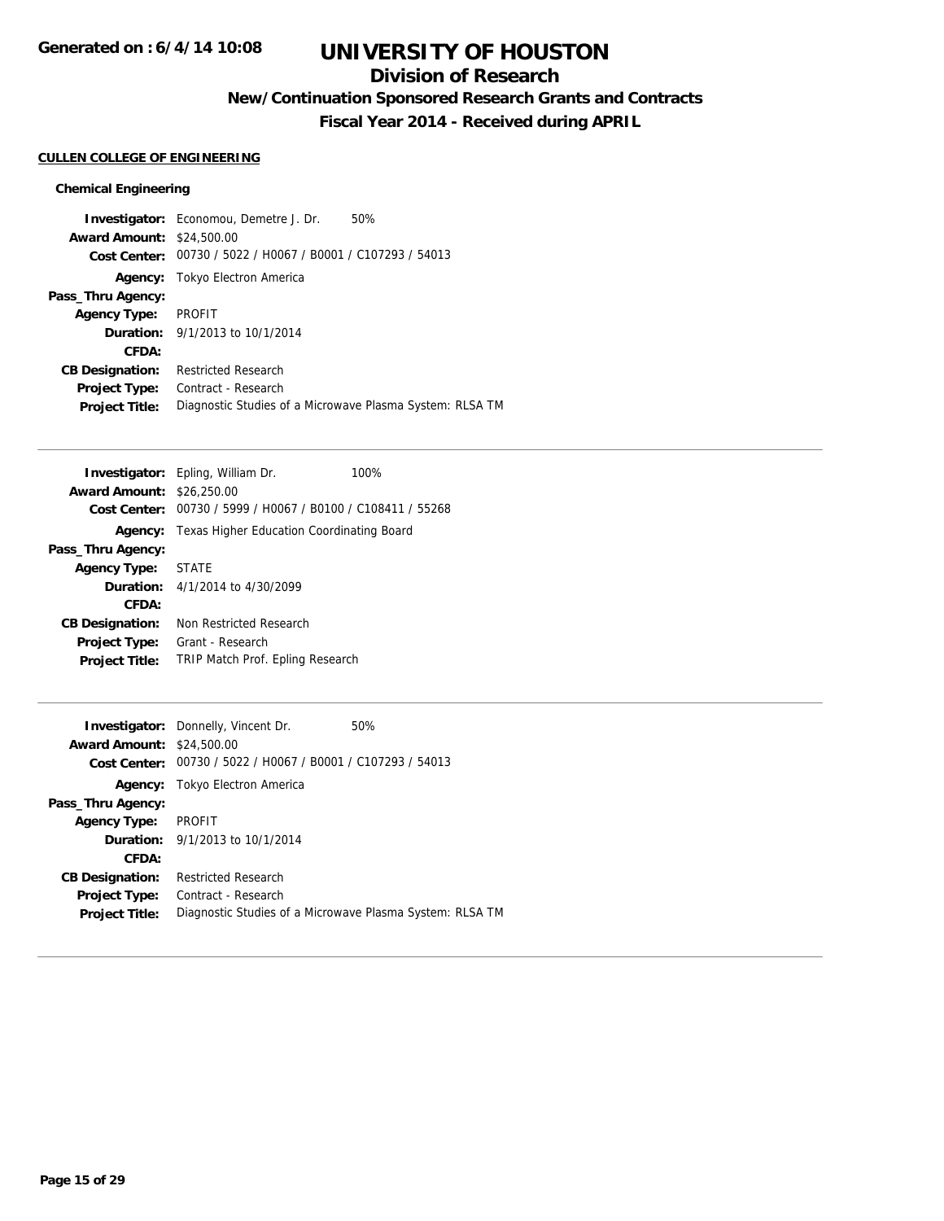# UNIVERSITY OF HOUSTON

## Division of Research

### New/Continuation Sponsored Research Grants and Contracts

### Fiscal Year 2014 - Received during APRIL

**CULLEN COLLEGE OF ENGINEERING**

#### Chemical Engineering

**Investigator:** Economou, Demetre J. Dr. 50%
**Award Amount:** $24,500.00
**Cost Center:** 00730 / 5022 / H0067 / B0001 / C107293 / 54013
**Agency:** Tokyo Electron America
**Pass_Thru Agency:**
**Agency Type:** PROFIT
**Duration:** 9/1/2013 to 10/1/2014
**CFDA:**
**CB Designation:** Restricted Research
**Project Type:** Contract - Research
**Project Title:** Diagnostic Studies of a Microwave Plasma System: RLSA TM

---

**Investigator:** Epling, William Dr. 100%
**Award Amount:** $26,250.00
**Cost Center:** 00730 / 5999 / H0067 / B0100 / C108411 / 55268
**Agency:** Texas Higher Education Coordinating Board
**Pass_Thru Agency:**
**Agency Type:** STATE
**Duration:** 4/1/2014 to 4/30/2099
**CFDA:**
**CB Designation:** Non Restricted Research
**Project Type:** Grant - Research
**Project Title:** TRIP Match Prof. Epling Research

---

**Investigator:** Donnelly, Vincent Dr. 50%
**Award Amount:** $24,500.00
**Cost Center:** 00730 / 5022 / H0067 / B0001 / C107293 / 54013
**Agency:** Tokyo Electron America
**Pass_Thru Agency:**
**Agency Type:** PROFIT
**Duration:** 9/1/2013 to 10/1/2014
**CFDA:**
**CB Designation:** Restricted Research
**Project Type:** Contract - Research
**Project Title:** Diagnostic Studies of a Microwave Plasma System: RLSA TM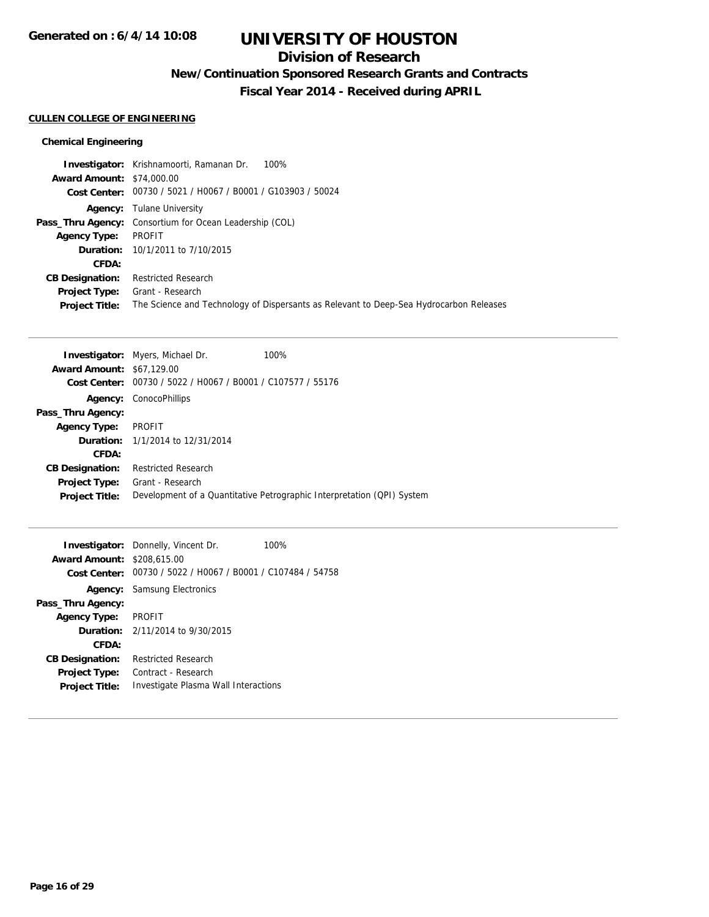# UNIVERSITY OF HOUSTON

## Division of Research

### New/Continuation Sponsored Research Grants and Contracts

### Fiscal Year 2014 - Received during APRIL

Generated on : 6/4/14 10:08

**CULLEN COLLEGE OF ENGINEERING**

**Chemical Engineering**

**Investigator:** Krishnamoorti, Ramanan Dr. 100%
**Award Amount:** $74,000.00
**Cost Center:** 00730 / 5021 / H0067 / B0001 / G103903 / 50024
**Agency:** Tulane University
**Pass_Thru Agency:** Consortium for Ocean Leadership (COL)
**Agency Type:** PROFIT
**Duration:** 10/1/2011 to 7/10/2015
**CFDA:**
**CB Designation:** Restricted Research
**Project Type:** Grant - Research
**Project Title:** The Science and Technology of Dispersants as Relevant to Deep-Sea Hydrocarbon Releases

---

**Investigator:** Myers, Michael Dr. 100%
**Award Amount:** $67,129.00
**Cost Center:** 00730 / 5022 / H0067 / B0001 / C107577 / 55176
**Agency:** ConocoPhillips
**Pass_Thru Agency:**
**Agency Type:** PROFIT
**Duration:** 1/1/2014 to 12/31/2014
**CFDA:**
**CB Designation:** Restricted Research
**Project Type:** Grant - Research
**Project Title:** Development of a Quantitative Petrographic Interpretation (QPI) System

---

**Investigator:** Donnelly, Vincent Dr. 100%
**Award Amount:** $208,615.00
**Cost Center:** 00730 / 5022 / H0067 / B0001 / C107484 / 54758
**Agency:** Samsung Electronics
**Pass_Thru Agency:**
**Agency Type:** PROFIT
**Duration:** 2/11/2014 to 9/30/2015
**CFDA:**
**CB Designation:** Restricted Research
**Project Type:** Contract - Research
**Project Title:** Investigate Plasma Wall Interactions

---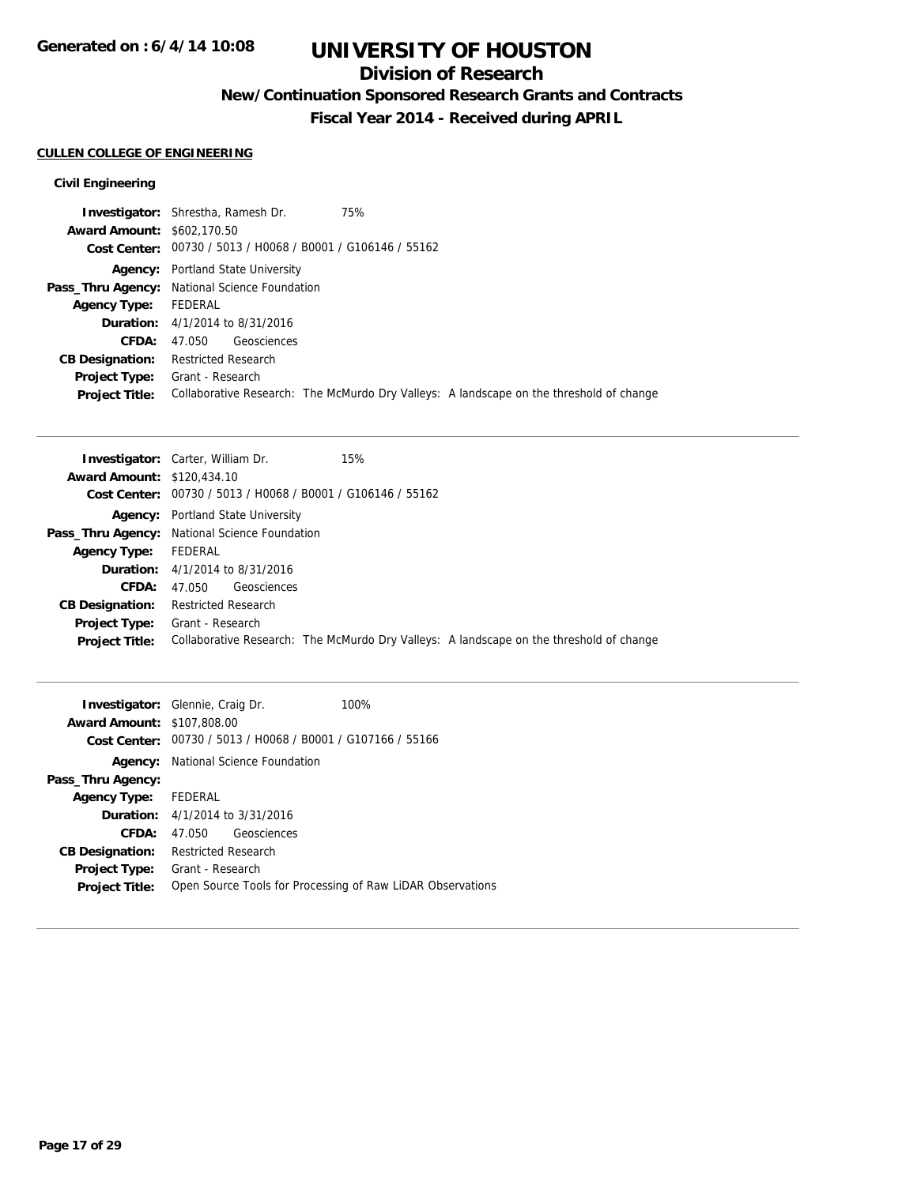# UNIVERSITY OF HOUSTON

## Division of Research

### New/Continuation Sponsored Research Grants and Contracts

### Fiscal Year 2014 - Received during APRIL

Generated on : 6/4/14 10:08

**CULLEN COLLEGE OF ENGINEERING**

**Civil Engineering**

**Investigator:** Shrestha, Ramesh Dr. 75%
**Award Amount:** $602,170.50
**Cost Center:** 00730 / 5013 / H0068 / B0001 / G106146 / 55162
**Agency:** Portland State University
**Pass_Thru Agency:** National Science Foundation
**Agency Type:** FEDERAL
**Duration:** 4/1/2014 to 8/31/2016
**CFDA:** 47.050 Geosciences
**CB Designation:** Restricted Research
**Project Type:** Grant - Research
**Project Title:** Collaborative Research: The McMurdo Dry Valleys: A landscape on the threshold of change

---

**Investigator:** Carter, William Dr. 15%
**Award Amount:** $120,434.10
**Cost Center:** 00730 / 5013 / H0068 / B0001 / G106146 / 55162
**Agency:** Portland State University
**Pass_Thru Agency:** National Science Foundation
**Agency Type:** FEDERAL
**Duration:** 4/1/2014 to 8/31/2016
**CFDA:** 47.050 Geosciences
**CB Designation:** Restricted Research
**Project Type:** Grant - Research
**Project Title:** Collaborative Research: The McMurdo Dry Valleys: A landscape on the threshold of change

---

**Investigator:** Glennie, Craig Dr. 100%
**Award Amount:** $107,808.00
**Cost Center:** 00730 / 5013 / H0068 / B0001 / G107166 / 55166
**Agency:** National Science Foundation
**Pass_Thru Agency:**
**Agency Type:** FEDERAL
**Duration:** 4/1/2014 to 3/31/2016
**CFDA:** 47.050 Geosciences
**CB Designation:** Restricted Research
**Project Type:** Grant - Research
**Project Title:** Open Source Tools for Processing of Raw LiDAR Observations

---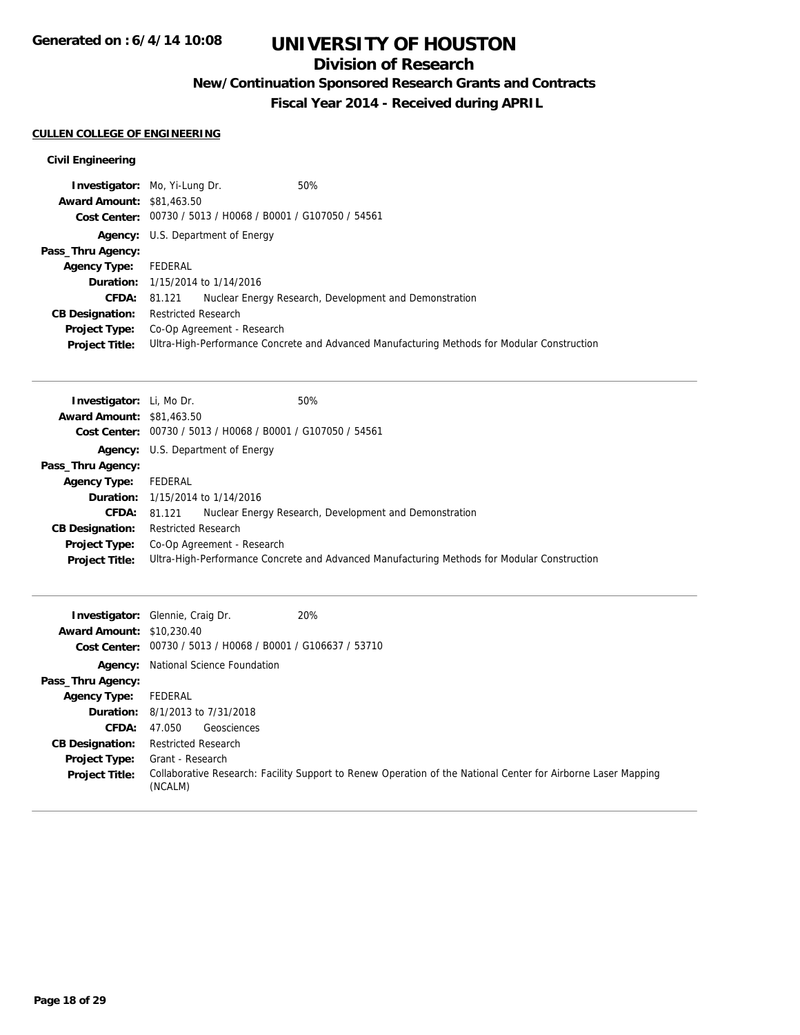# UNIVERSITY OF HOUSTON

## Division of Research

### New/Continuation Sponsored Research Grants and Contracts

### Fiscal Year 2014 - Received during APRIL

**CULLEN COLLEGE OF ENGINEERING**

**Civil Engineering**

**Investigator:** Mo, Yi-Lung Dr. 50%
**Award Amount:** $81,463.50
**Cost Center:** 00730 / 5013 / H0068 / B0001 / G107050 / 54561
**Agency:** U.S. Department of Energy
**Pass_Thru Agency:**
**Agency Type:** FEDERAL
**Duration:** 1/15/2014 to 1/14/2016
**CFDA:** 81.121 Nuclear Energy Research, Development and Demonstration
**CB Designation:** Restricted Research
**Project Type:** Co-Op Agreement - Research
**Project Title:** Ultra-High-Performance Concrete and Advanced Manufacturing Methods for Modular Construction

---

**Investigator:** Li, Mo Dr. 50%
**Award Amount:** $81,463.50
**Cost Center:** 00730 / 5013 / H0068 / B0001 / G107050 / 54561
**Agency:** U.S. Department of Energy
**Pass_Thru Agency:**
**Agency Type:** FEDERAL
**Duration:** 1/15/2014 to 1/14/2016
**CFDA:** 81.121 Nuclear Energy Research, Development and Demonstration
**CB Designation:** Restricted Research
**Project Type:** Co-Op Agreement - Research
**Project Title:** Ultra-High-Performance Concrete and Advanced Manufacturing Methods for Modular Construction

---

**Investigator:** Glennie, Craig Dr. 20%
**Award Amount:** $10,230.40
**Cost Center:** 00730 / 5013 / H0068 / B0001 / G106637 / 53710
**Agency:** National Science Foundation
**Pass_Thru Agency:**
**Agency Type:** FEDERAL
**Duration:** 8/1/2013 to 7/31/2018
**CFDA:** 47.050 Geosciences
**CB Designation:** Restricted Research
**Project Type:** Grant - Research
**Project Title:** Collaborative Research: Facility Support to Renew Operation of the National Center for Airborne Laser Mapping (NCALM)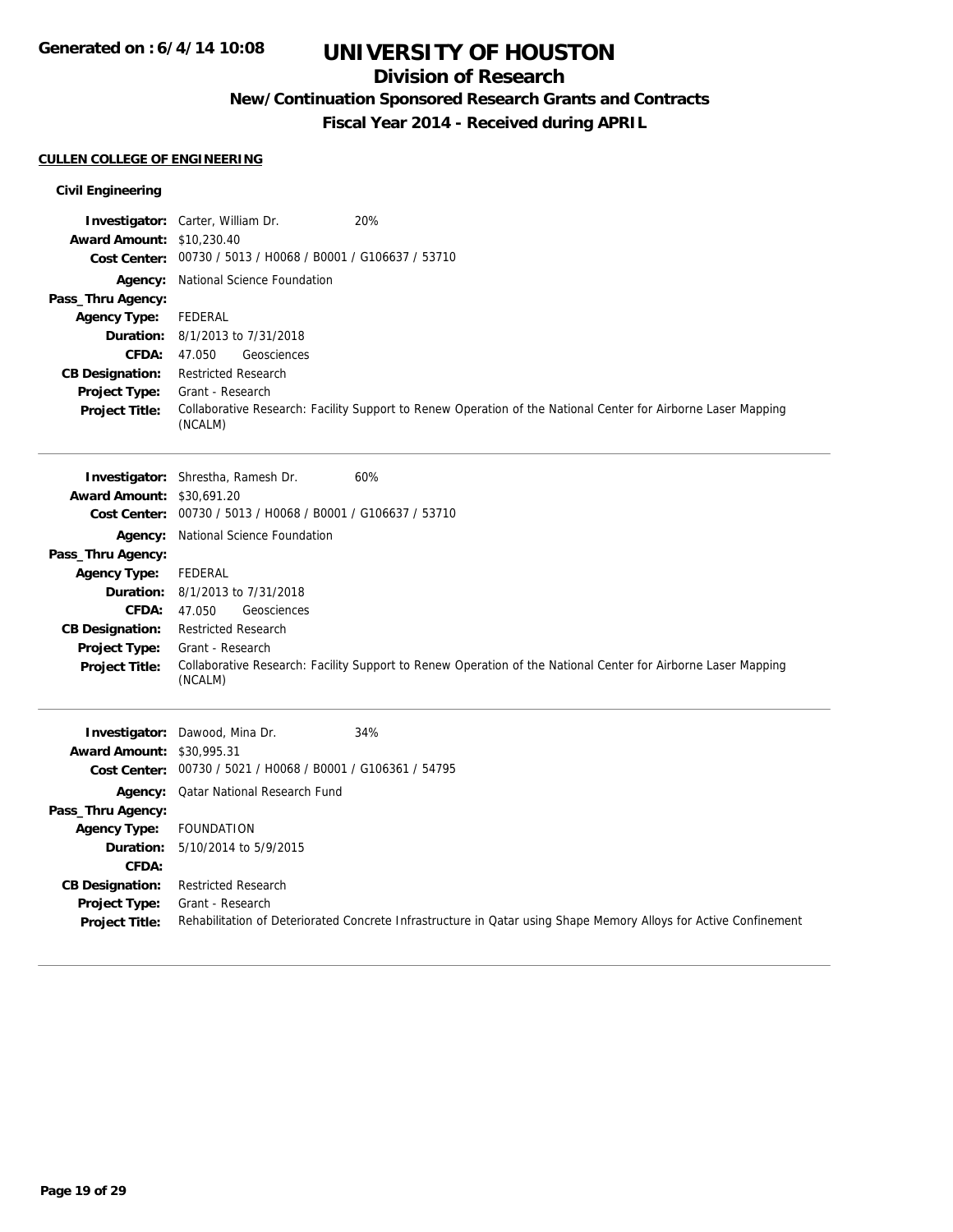# UNIVERSITY OF HOUSTON

## Division of Research

### New/Continuation Sponsored Research Grants and Contracts

### Fiscal Year 2014 - Received during APRIL

**CULLEN COLLEGE OF ENGINEERING**

**Civil Engineering**

**Investigator:** Carter, William Dr. 20%
**Award Amount:** $10,230.40
**Cost Center:** 00730 / 5013 / H0068 / B0001 / G106637 / 53710
**Agency:** National Science Foundation
**Pass_Thru Agency:**
**Agency Type:** FEDERAL
**Duration:** 8/1/2013 to 7/31/2018
**CFDA:** 47.050 Geosciences
**CB Designation:** Restricted Research
**Project Type:** Grant - Research
**Project Title:** Collaborative Research: Facility Support to Renew Operation of the National Center for Airborne Laser Mapping (NCALM)

---

**Investigator:** Shrestha, Ramesh Dr. 60%
**Award Amount:** $30,691.20
**Cost Center:** 00730 / 5013 / H0068 / B0001 / G106637 / 53710
**Agency:** National Science Foundation
**Pass_Thru Agency:**
**Agency Type:** FEDERAL
**Duration:** 8/1/2013 to 7/31/2018
**CFDA:** 47.050 Geosciences
**CB Designation:** Restricted Research
**Project Type:** Grant - Research
**Project Title:** Collaborative Research: Facility Support to Renew Operation of the National Center for Airborne Laser Mapping (NCALM)

---

**Investigator:** Dawood, Mina Dr. 34%
**Award Amount:** $30,995.31
**Cost Center:** 00730 / 5021 / H0068 / B0001 / G106361 / 54795
**Agency:** Qatar National Research Fund
**Pass_Thru Agency:**
**Agency Type:** FOUNDATION
**Duration:** 5/10/2014 to 5/9/2015
**CFDA:**
**CB Designation:** Restricted Research
**Project Type:** Grant - Research
**Project Title:** Rehabilitation of Deteriorated Concrete Infrastructure in Qatar using Shape Memory Alloys for Active Confinement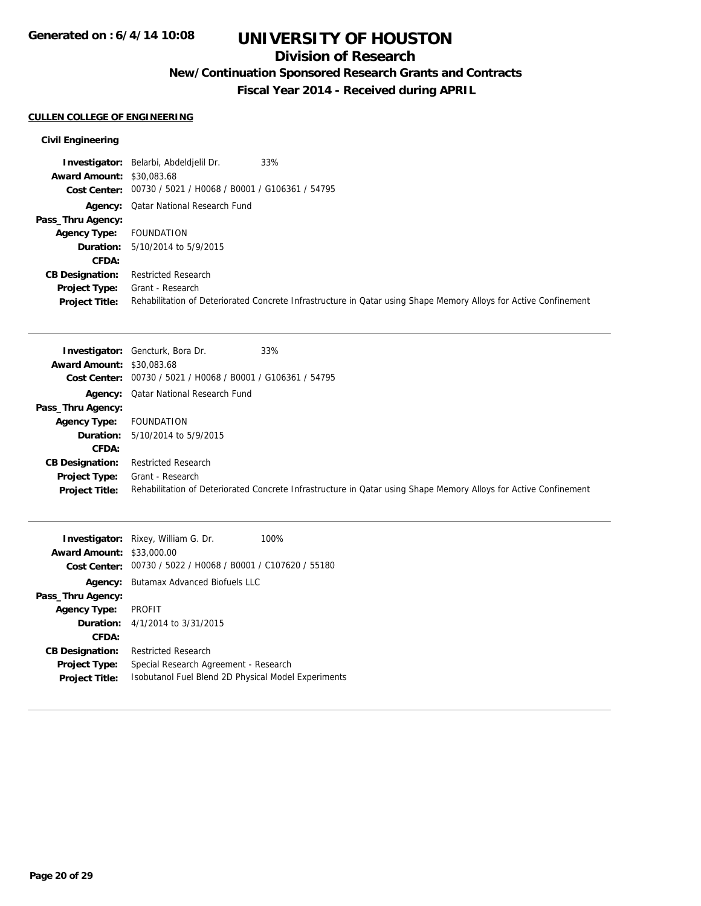# UNIVERSITY OF HOUSTON

## Division of Research

### New/Continuation Sponsored Research Grants and Contracts

### Fiscal Year 2014 - Received during APRIL

**CULLEN COLLEGE OF ENGINEERING**

**Civil Engineering**

**Investigator:** Belarbi, Abdeldjelil Dr. 33%
**Award Amount:** $30,083.68
**Cost Center:** 00730 / 5021 / H0068 / B0001 / G106361 / 54795
**Agency:** Qatar National Research Fund
**Pass_Thru Agency:**
**Agency Type:** FOUNDATION
**Duration:** 5/10/2014 to 5/9/2015
**CFDA:**
**CB Designation:** Restricted Research
**Project Type:** Grant - Research
**Project Title:** Rehabilitation of Deteriorated Concrete Infrastructure in Qatar using Shape Memory Alloys for Active Confinement

---

**Investigator:** Gencturk, Bora Dr. 33%
**Award Amount:** $30,083.68
**Cost Center:** 00730 / 5021 / H0068 / B0001 / G106361 / 54795
**Agency:** Qatar National Research Fund
**Pass_Thru Agency:**
**Agency Type:** FOUNDATION
**Duration:** 5/10/2014 to 5/9/2015
**CFDA:**
**CB Designation:** Restricted Research
**Project Type:** Grant - Research
**Project Title:** Rehabilitation of Deteriorated Concrete Infrastructure in Qatar using Shape Memory Alloys for Active Confinement

---

**Investigator:** Rixey, William G. Dr. 100%
**Award Amount:** $33,000.00
**Cost Center:** 00730 / 5022 / H0068 / B0001 / C107620 / 55180
**Agency:** Butamax Advanced Biofuels LLC
**Pass_Thru Agency:**
**Agency Type:** PROFIT
**Duration:** 4/1/2014 to 3/31/2015
**CFDA:**
**CB Designation:** Restricted Research
**Project Type:** Special Research Agreement - Research
**Project Title:** Isobutanol Fuel Blend 2D Physical Model Experiments

---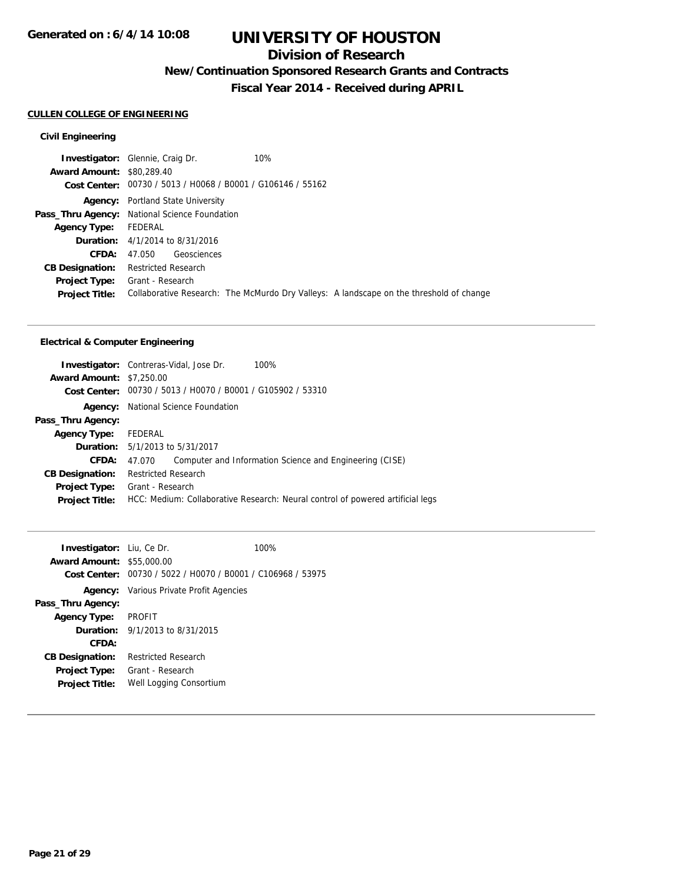# UNIVERSITY OF HOUSTON

## Division of Research

### New/Continuation Sponsored Research Grants and Contracts

### Fiscal Year 2014 - Received during APRIL

Generated on : 6/4/14 10:08

**CULLEN COLLEGE OF ENGINEERING**

**Civil Engineering**

**Investigator:** Glennie, Craig Dr. 10%
**Award Amount:** $80,289.40
**Cost Center:** 00730 / 5013 / H0068 / B0001 / G106146 / 55162
**Agency:** Portland State University
**Pass_Thru Agency:** National Science Foundation
**Agency Type:** FEDERAL
**Duration:** 4/1/2014 to 8/31/2016
**CFDA:** 47.050 Geosciences
**CB Designation:** Restricted Research
**Project Type:** Grant - Research
**Project Title:** Collaborative Research: The McMurdo Dry Valleys: A landscape on the threshold of change

---

**Electrical & Computer Engineering**

**Investigator:** Contreras-Vidal, Jose Dr. 100%
**Award Amount:** $7,250.00
**Cost Center:** 00730 / 5013 / H0070 / B0001 / G105902 / 53310
**Agency:** National Science Foundation
**Pass_Thru Agency:**
**Agency Type:** FEDERAL
**Duration:** 5/1/2013 to 5/31/2017
**CFDA:** 47.070 Computer and Information Science and Engineering (CISE)
**CB Designation:** Restricted Research
**Project Type:** Grant - Research
**Project Title:** HCC: Medium: Collaborative Research: Neural control of powered artificial legs

---

**Investigator:** Liu, Ce Dr. 100%
**Award Amount:** $55,000.00
**Cost Center:** 00730 / 5022 / H0070 / B0001 / C106968 / 53975
**Agency:** Various Private Profit Agencies
**Pass_Thru Agency:**
**Agency Type:** PROFIT
**Duration:** 9/1/2013 to 8/31/2015
**CFDA:**
**CB Designation:** Restricted Research
**Project Type:** Grant - Research
**Project Title:** Well Logging Consortium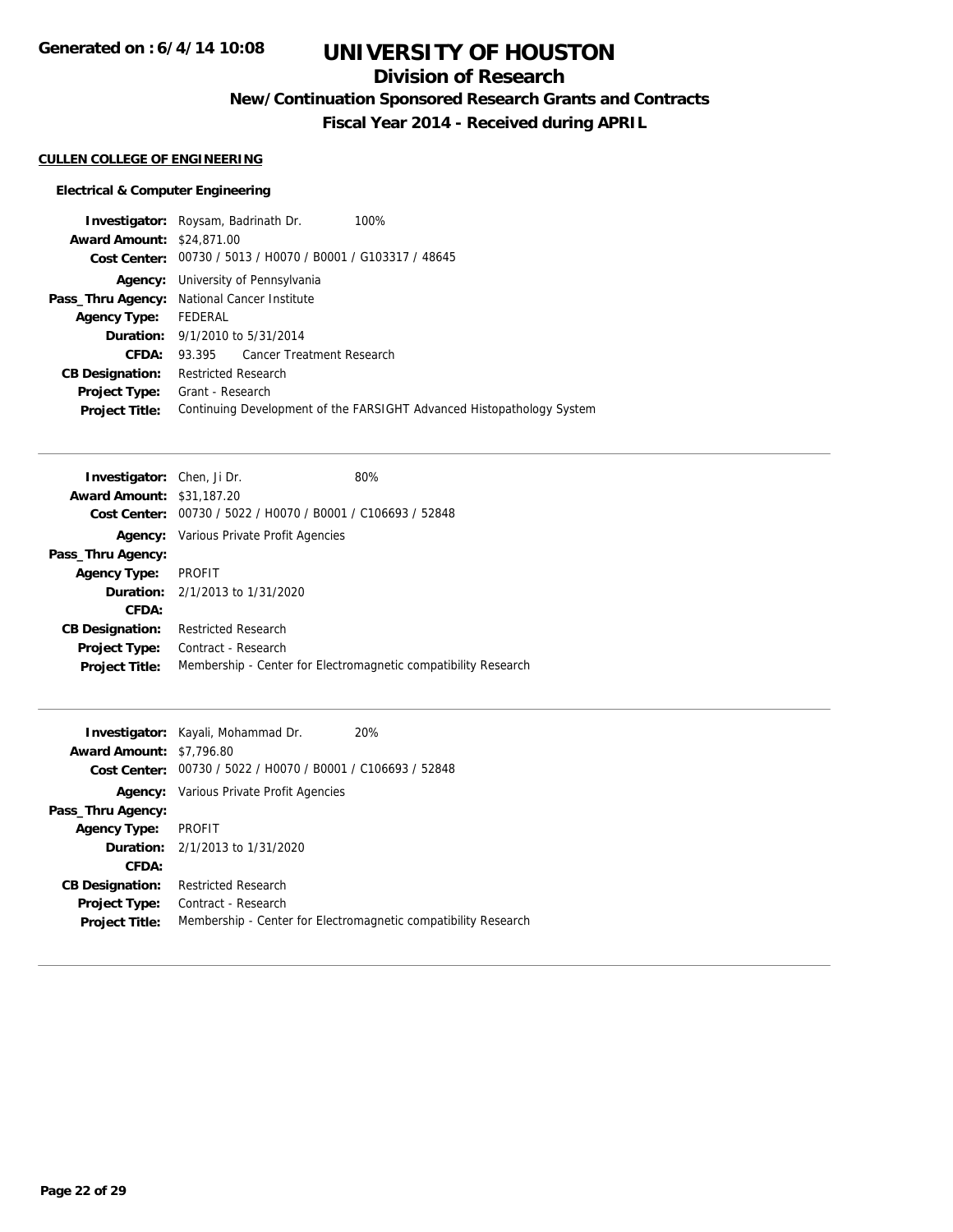# UNIVERSITY OF HOUSTON

## Division of Research

### New/Continuation Sponsored Research Grants and Contracts

### Fiscal Year 2014 - Received during APRIL

**CULLEN COLLEGE OF ENGINEERING**

**Electrical & Computer Engineering**

**Investigator:** Roysam, Badrinath Dr. 100%
**Award Amount:** $24,871.00
**Cost Center:** 00730 / 5013 / H0070 / B0001 / G103317 / 48645
**Agency:** University of Pennsylvania
**Pass_Thru Agency:** National Cancer Institute
**Agency Type:** FEDERAL
**Duration:** 9/1/2010 to 5/31/2014
**CFDA:** 93.395 Cancer Treatment Research
**CB Designation:** Restricted Research
**Project Type:** Grant - Research
**Project Title:** Continuing Development of the FARSIGHT Advanced Histopathology System

---

**Investigator:** Chen, Ji Dr. 80%
**Award Amount:** $31,187.20
**Cost Center:** 00730 / 5022 / H0070 / B0001 / C106693 / 52848
**Agency:** Various Private Profit Agencies
**Pass_Thru Agency:**
**Agency Type:** PROFIT
**Duration:** 2/1/2013 to 1/31/2020
**CFDA:**
**CB Designation:** Restricted Research
**Project Type:** Contract - Research
**Project Title:** Membership - Center for Electromagnetic compatibility Research

---

**Investigator:** Kayali, Mohammad Dr. 20%
**Award Amount:** $7,796.80
**Cost Center:** 00730 / 5022 / H0070 / B0001 / C106693 / 52848
**Agency:** Various Private Profit Agencies
**Pass_Thru Agency:**
**Agency Type:** PROFIT
**Duration:** 2/1/2013 to 1/31/2020
**CFDA:**
**CB Designation:** Restricted Research
**Project Type:** Contract - Research
**Project Title:** Membership - Center for Electromagnetic compatibility Research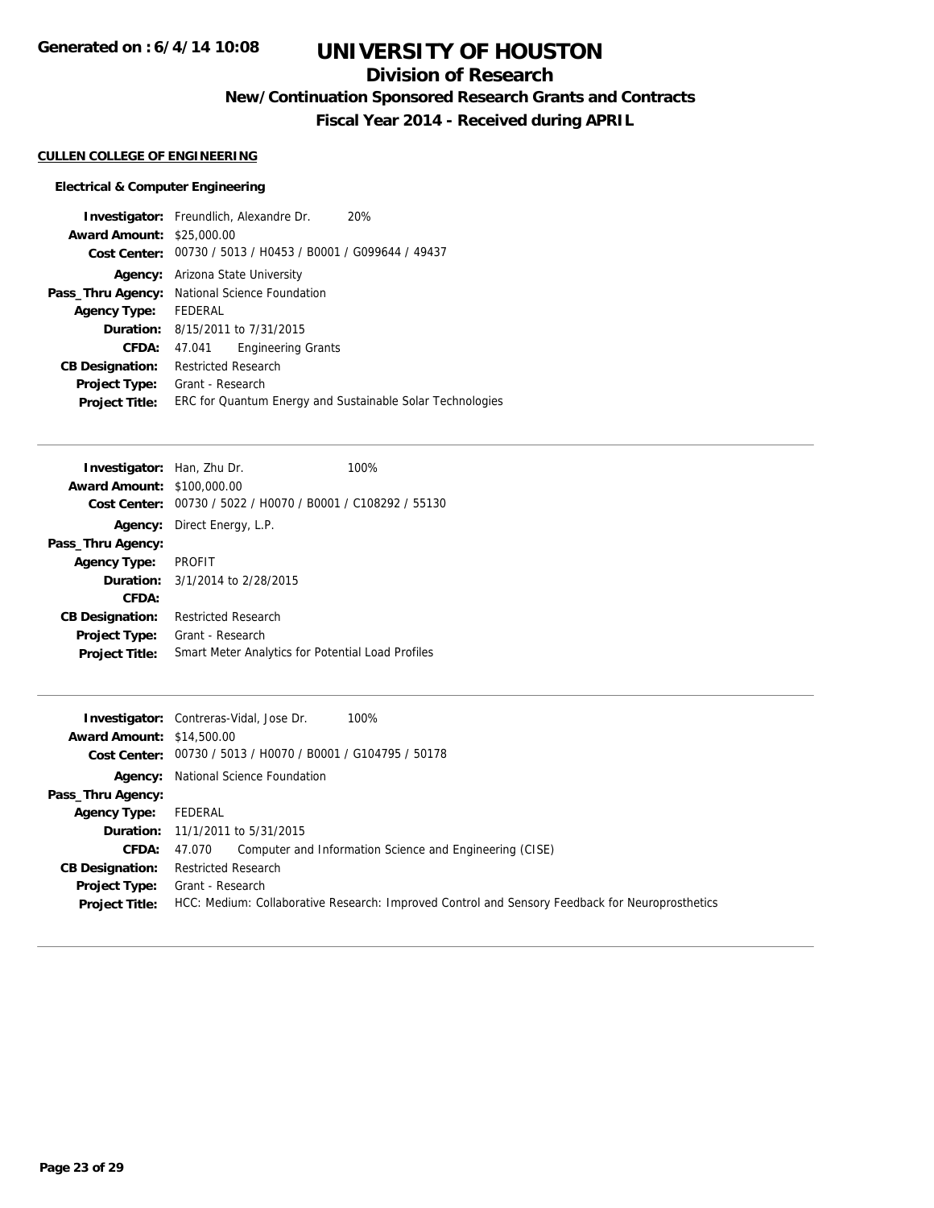# UNIVERSITY OF HOUSTON

## Division of Research

### New/Continuation Sponsored Research Grants and Contracts

### Fiscal Year 2014 - Received during APRIL

**CULLEN COLLEGE OF ENGINEERING**

**Electrical & Computer Engineering**

**Investigator:** Freundlich, Alexandre Dr. 20%
**Award Amount:** $25,000.00
**Cost Center:** 00730 / 5013 / H0453 / B0001 / G099644 / 49437
**Agency:** Arizona State University
**Pass_Thru Agency:** National Science Foundation
**Agency Type:** FEDERAL
**Duration:** 8/15/2011 to 7/31/2015
**CFDA:** 47.041 Engineering Grants
**CB Designation:** Restricted Research
**Project Type:** Grant - Research
**Project Title:** ERC for Quantum Energy and Sustainable Solar Technologies

---

**Investigator:** Han, Zhu Dr. 100%
**Award Amount:** $100,000.00
**Cost Center:** 00730 / 5022 / H0070 / B0001 / C108292 / 55130
**Agency:** Direct Energy, L.P.
**Pass_Thru Agency:**
**Agency Type:** PROFIT
**Duration:** 3/1/2014 to 2/28/2015
**CFDA:**
**CB Designation:** Restricted Research
**Project Type:** Grant - Research
**Project Title:** Smart Meter Analytics for Potential Load Profiles

---

**Investigator:** Contreras-Vidal, Jose Dr. 100%
**Award Amount:** $14,500.00
**Cost Center:** 00730 / 5013 / H0070 / B0001 / G104795 / 50178
**Agency:** National Science Foundation
**Pass_Thru Agency:**
**Agency Type:** FEDERAL
**Duration:** 11/1/2011 to 5/31/2015
**CFDA:** 47.070 Computer and Information Science and Engineering (CISE)
**CB Designation:** Restricted Research
**Project Type:** Grant - Research
**Project Title:** HCC: Medium: Collaborative Research: Improved Control and Sensory Feedback for Neuroprosthetics

---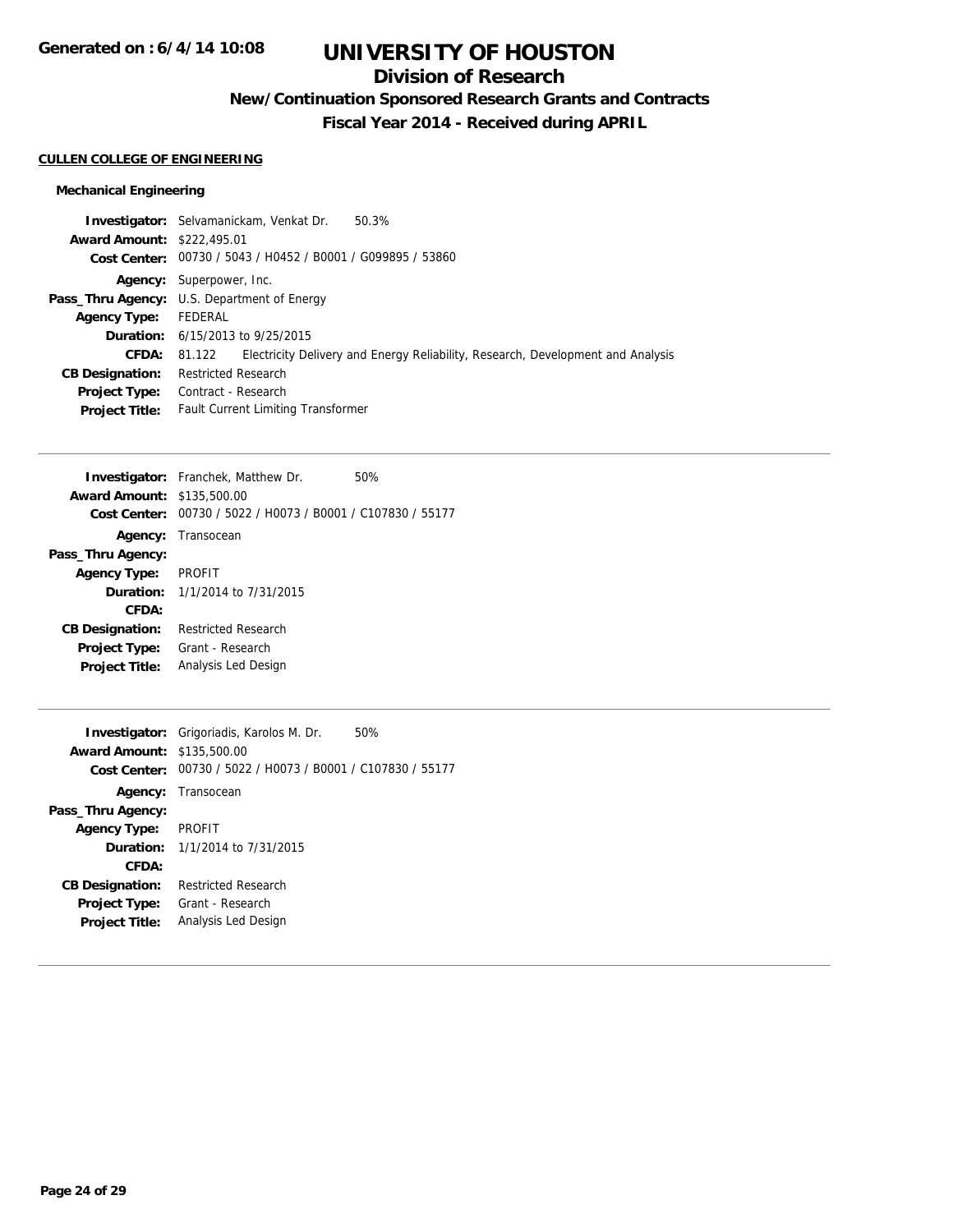**CULLEN COLLEGE OF ENGINEERING**

### Mechanical Engineering

**Investigator:** Selvamanickam, Venkat Dr. 50.3%
**Award Amount:** $222,495.01
**Cost Center:** 00730 / 5043 / H0452 / B0001 / G099895 / 53860
**Agency:** Superpower, Inc.
**Pass_Thru Agency:** U.S. Department of Energy
**Agency Type:** FEDERAL
**Duration:** 6/15/2013 to 9/25/2015
**CFDA:** 81.122 Electricity Delivery and Energy Reliability, Research, Development and Analysis
**CB Designation:** Restricted Research
**Project Type:** Contract - Research
**Project Title:** Fault Current Limiting Transformer

---

**Investigator:** Franchek, Matthew Dr. 50%
**Award Amount:** $135,500.00
**Cost Center:** 00730 / 5022 / H0073 / B0001 / C107830 / 55177
**Agency:** Transocean
**Pass_Thru Agency:**
**Agency Type:** PROFIT
**Duration:** 1/1/2014 to 7/31/2015
**CFDA:**
**CB Designation:** Restricted Research
**Project Type:** Grant - Research
**Project Title:** Analysis Led Design

---

**Investigator:** Grigoriadis, Karolos M. Dr. 50%
**Award Amount:** $135,500.00
**Cost Center:** 00730 / 5022 / H0073 / B0001 / C107830 / 55177
**Agency:** Transocean
**Pass_Thru Agency:**
**Agency Type:** PROFIT
**Duration:** 1/1/2014 to 7/31/2015
**CFDA:**
**CB Designation:** Restricted Research
**Project Type:** Grant - Research
**Project Title:** Analysis Led Design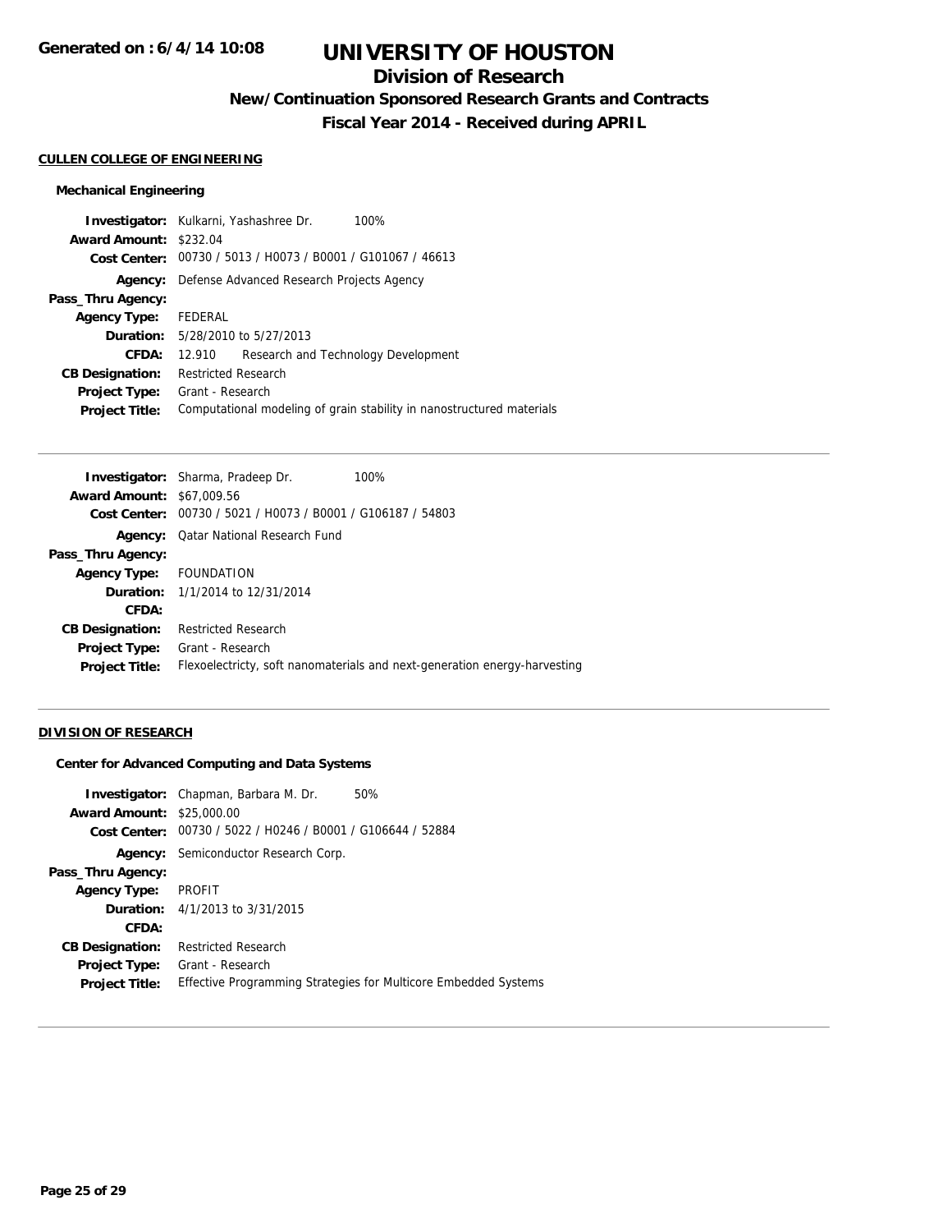# UNIVERSITY OF HOUSTON

## Division of Research

### New/Continuation Sponsored Research Grants and Contracts

### Fiscal Year 2014 - Received during APRIL

**Generated on : 6/4/14 10:08**

#### CULLEN COLLEGE OF ENGINEERING

##### Mechanical Engineering

**Investigator:** Kulkarni, Yashashree Dr. 100%
**Award Amount:** $232.04
**Cost Center:** 00730 / 5013 / H0073 / B0001 / G101067 / 46613
**Agency:** Defense Advanced Research Projects Agency
**Pass_Thru Agency:**
**Agency Type:** FEDERAL
**Duration:** 5/28/2010 to 5/27/2013
**CFDA:** 12.910 Research and Technology Development
**CB Designation:** Restricted Research
**Project Type:** Grant - Research
**Project Title:** Computational modeling of grain stability in nanostructured materials

---

**Investigator:** Sharma, Pradeep Dr. 100%
**Award Amount:** $67,009.56
**Cost Center:** 00730 / 5021 / H0073 / B0001 / G106187 / 54803
**Agency:** Qatar National Research Fund
**Pass_Thru Agency:**
**Agency Type:** FOUNDATION
**Duration:** 1/1/2014 to 12/31/2014
**CFDA:**
**CB Designation:** Restricted Research
**Project Type:** Grant - Research
**Project Title:** Flexoelectricty, soft nanomaterials and next-generation energy-harvesting

---

#### DIVISION OF RESEARCH

##### Center for Advanced Computing and Data Systems

**Investigator:** Chapman, Barbara M. Dr. 50%
**Award Amount:** $25,000.00
**Cost Center:** 00730 / 5022 / H0246 / B0001 / G106644 / 52884
**Agency:** Semiconductor Research Corp.
**Pass_Thru Agency:**
**Agency Type:** PROFIT
**Duration:** 4/1/2013 to 3/31/2015
**CFDA:**
**CB Designation:** Restricted Research
**Project Type:** Grant - Research
**Project Title:** Effective Programming Strategies for Multicore Embedded Systems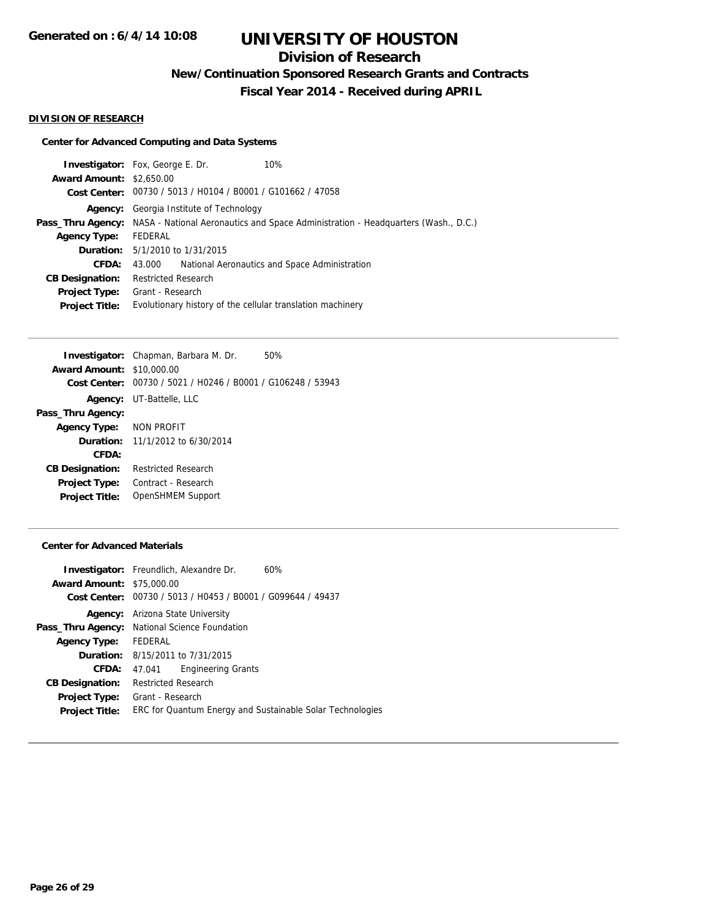# UNIVERSITY OF HOUSTON

## Division of Research

### New/Continuation Sponsored Research Grants and Contracts

### Fiscal Year 2014 - Received during APRIL

**DIVISION OF RESEARCH**

**Center for Advanced Computing and Data Systems**

**Investigator:** Fox, George E. Dr. 10%
**Award Amount:** $2,650.00
**Cost Center:** 00730 / 5013 / H0104 / B0001 / G101662 / 47058
**Agency:** Georgia Institute of Technology
**Pass_Thru Agency:** NASA - National Aeronautics and Space Administration - Headquarters (Wash., D.C.)
**Agency Type:** FEDERAL
**Duration:** 5/1/2010 to 1/31/2015
**CFDA:** 43.000 National Aeronautics and Space Administration
**CB Designation:** Restricted Research
**Project Type:** Grant - Research
**Project Title:** Evolutionary history of the cellular translation machinery

---

**Investigator:** Chapman, Barbara M. Dr. 50%
**Award Amount:** $10,000.00
**Cost Center:** 00730 / 5021 / H0246 / B0001 / G106248 / 53943
**Agency:** UT-Battelle, LLC
**Pass_Thru Agency:**
**Agency Type:** NON PROFIT
**Duration:** 11/1/2012 to 6/30/2014
**CFDA:**
**CB Designation:** Restricted Research
**Project Type:** Contract - Research
**Project Title:** OpenSHMEM Support

---

**Center for Advanced Materials**

**Investigator:** Freundlich, Alexandre Dr. 60%
**Award Amount:** $75,000.00
**Cost Center:** 00730 / 5013 / H0453 / B0001 / G099644 / 49437
**Agency:** Arizona State University
**Pass_Thru Agency:** National Science Foundation
**Agency Type:** FEDERAL
**Duration:** 8/15/2011 to 7/31/2015
**CFDA:** 47.041 Engineering Grants
**CB Designation:** Restricted Research
**Project Type:** Grant - Research
**Project Title:** ERC for Quantum Energy and Sustainable Solar Technologies

---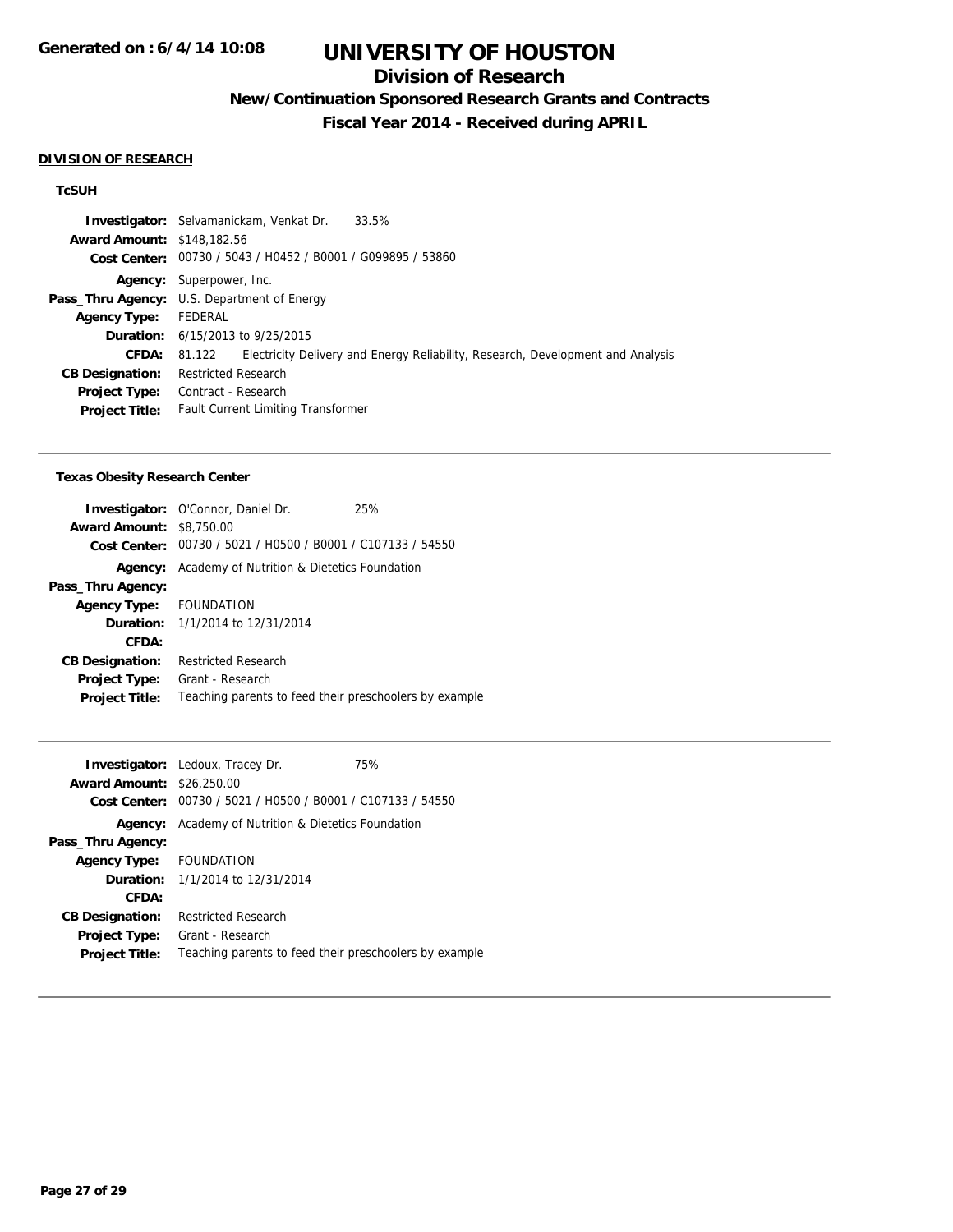# UNIVERSITY OF HOUSTON

## Division of Research

### New/Continuation Sponsored Research Grants and Contracts

### Fiscal Year 2014 - Received during APRIL

**DIVISION OF RESEARCH**

**TcSUH**

**Investigator:** Selvamanickam, Venkat Dr. 33.5%
**Award Amount:** $148,182.56
**Cost Center:** 00730 / 5043 / H0452 / B0001 / G099895 / 53860
**Agency:** Superpower, Inc.
**Pass_Thru Agency:** U.S. Department of Energy
**Agency Type:** FEDERAL
**Duration:** 6/15/2013 to 9/25/2015
**CFDA:** 81.122 Electricity Delivery and Energy Reliability, Research, Development and Analysis
**CB Designation:** Restricted Research
**Project Type:** Contract - Research
**Project Title:** Fault Current Limiting Transformer

---

**Texas Obesity Research Center**

**Investigator:** O'Connor, Daniel Dr. 25%
**Award Amount:** $8,750.00
**Cost Center:** 00730 / 5021 / H0500 / B0001 / C107133 / 54550
**Agency:** Academy of Nutrition & Dietetics Foundation
**Pass_Thru Agency:**
**Agency Type:** FOUNDATION
**Duration:** 1/1/2014 to 12/31/2014
**CFDA:**
**CB Designation:** Restricted Research
**Project Type:** Grant - Research
**Project Title:** Teaching parents to feed their preschoolers by example

---

**Investigator:** Ledoux, Tracey Dr. 75%
**Award Amount:** $26,250.00
**Cost Center:** 00730 / 5021 / H0500 / B0001 / C107133 / 54550
**Agency:** Academy of Nutrition & Dietetics Foundation
**Pass_Thru Agency:**
**Agency Type:** FOUNDATION
**Duration:** 1/1/2014 to 12/31/2014
**CFDA:**
**CB Designation:** Restricted Research
**Project Type:** Grant - Research
**Project Title:** Teaching parents to feed their preschoolers by example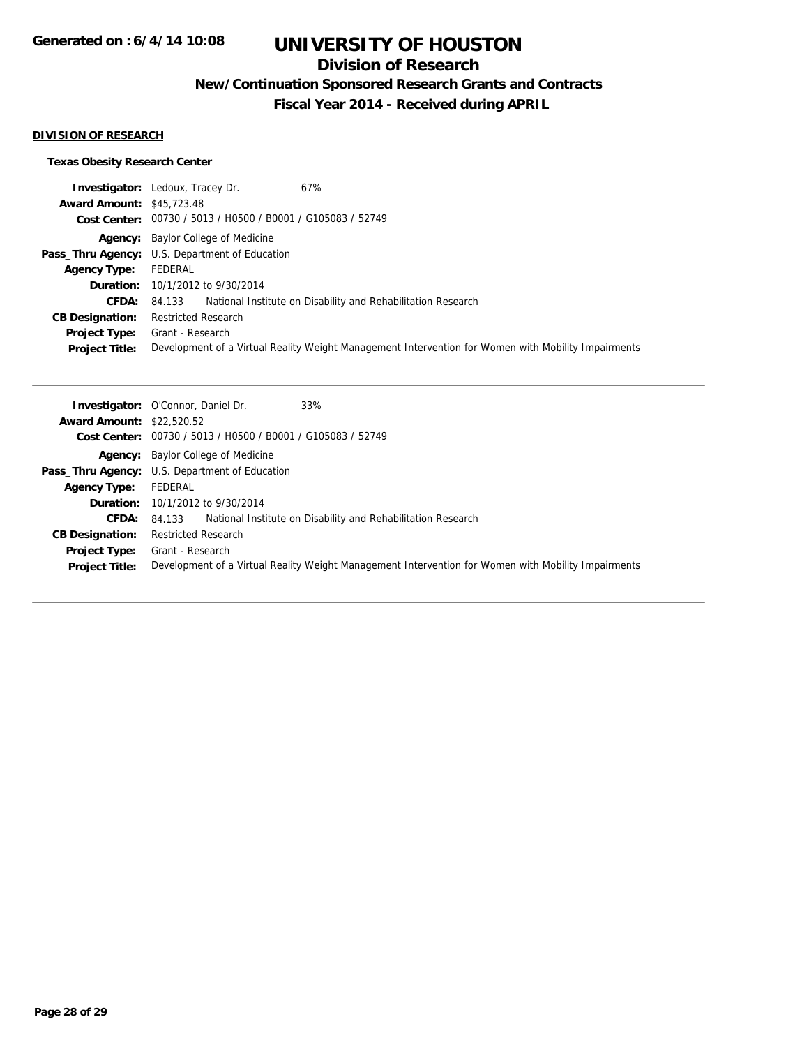# UNIVERSITY OF HOUSTON

## Division of Research

### New/Continuation Sponsored Research Grants and Contracts

### Fiscal Year 2014 - Received during APRIL

**DIVISION OF RESEARCH**

**Texas Obesity Research Center**

**Investigator:** Ledoux, Tracey Dr. 67%
**Award Amount:** $45,723.48
**Cost Center:** 00730 / 5013 / H0500 / B0001 / G105083 / 52749
**Agency:** Baylor College of Medicine
**Pass_Thru Agency:** U.S. Department of Education
**Agency Type:** FEDERAL
**Duration:** 10/1/2012 to 9/30/2014
**CFDA:** 84.133 National Institute on Disability and Rehabilitation Research
**CB Designation:** Restricted Research
**Project Type:** Grant - Research
**Project Title:** Development of a Virtual Reality Weight Management Intervention for Women with Mobility Impairments

---

**Investigator:** O'Connor, Daniel Dr. 33%
**Award Amount:** $22,520.52
**Cost Center:** 00730 / 5013 / H0500 / B0001 / G105083 / 52749
**Agency:** Baylor College of Medicine
**Pass_Thru Agency:** U.S. Department of Education
**Agency Type:** FEDERAL
**Duration:** 10/1/2012 to 9/30/2014
**CFDA:** 84.133 National Institute on Disability and Rehabilitation Research
**CB Designation:** Restricted Research
**Project Type:** Grant - Research
**Project Title:** Development of a Virtual Reality Weight Management Intervention for Women with Mobility Impairments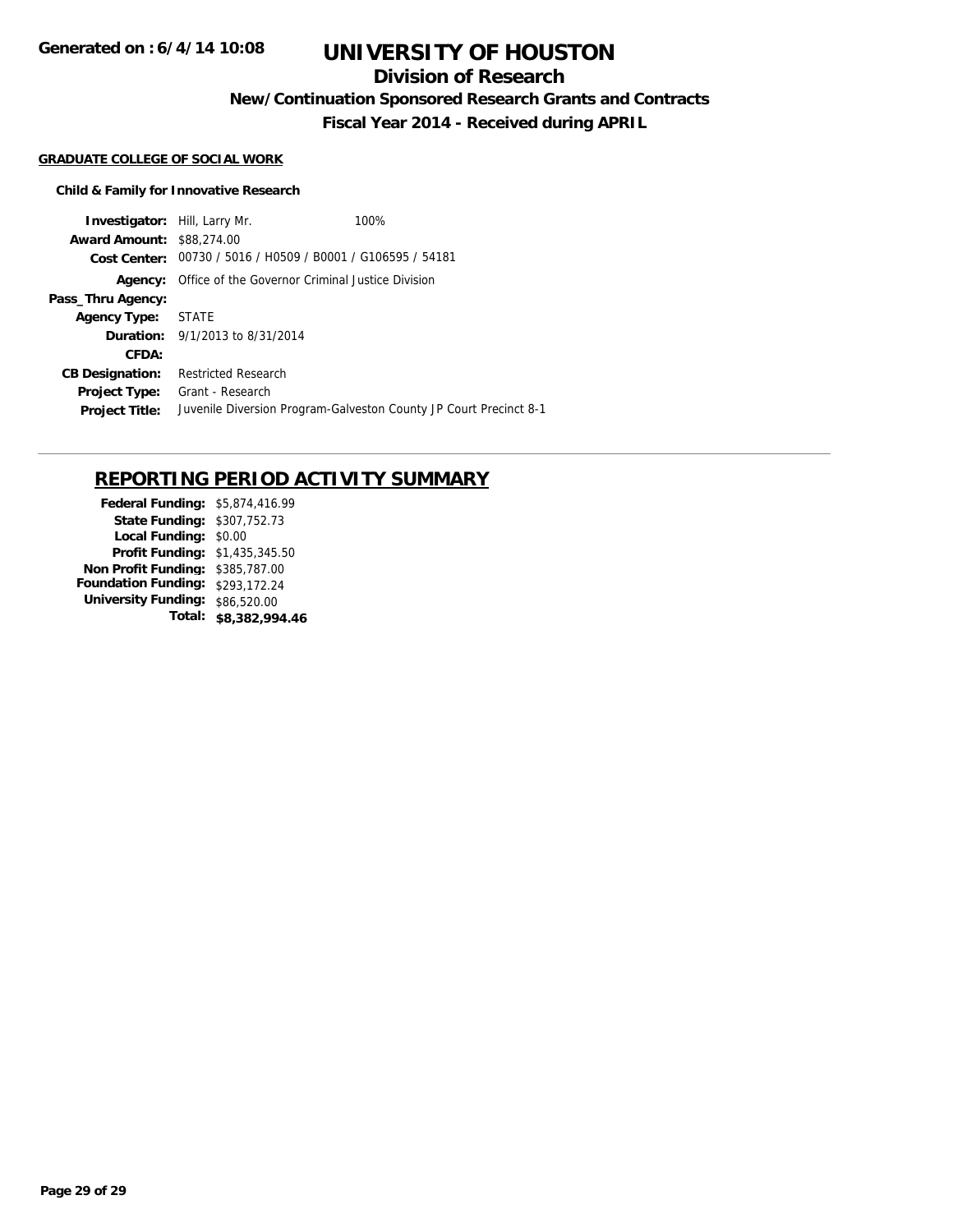**GRADUATE COLLEGE OF SOCIAL WORK**

**Child & Family for Innovative Research**

| | | |
|---|---|---|
| **Investigator:** | Hill, Larry Mr. | 100% |
| **Award Amount:** | $88,274.00 | |
| **Cost Center:** | 00730 / 5016 / H0509 / B0001 / G106595 / 54181 | |
| **Agency:** | Office of the Governor Criminal Justice Division | |
| **Pass_Thru Agency:** | | |
| **Agency Type:** | STATE | |
| **Duration:** | 9/1/2013 to 8/31/2014 | |
| **CFDA:** | | |
| **CB Designation:** | Restricted Research | |
| **Project Type:** | Grant - Research | |
| **Project Title:** | Juvenile Diversion Program-Galveston County JP Court Precinct 8-1 | |

## REPORTING PERIOD ACTIVITY SUMMARY

| | |
|---|---|
| **Federal Funding:** | $5,874,416.99 |
| **State Funding:** | $307,752.73 |
| **Local Funding:** | $0.00 |
| **Profit Funding:** | $1,435,345.50 |
| **Non Profit Funding:** | $385,787.00 |
| **Foundation Funding:** | $293,172.24 |
| **University Funding:** | $86,520.00 |
| **Total:** | **$8,382,994.46** |